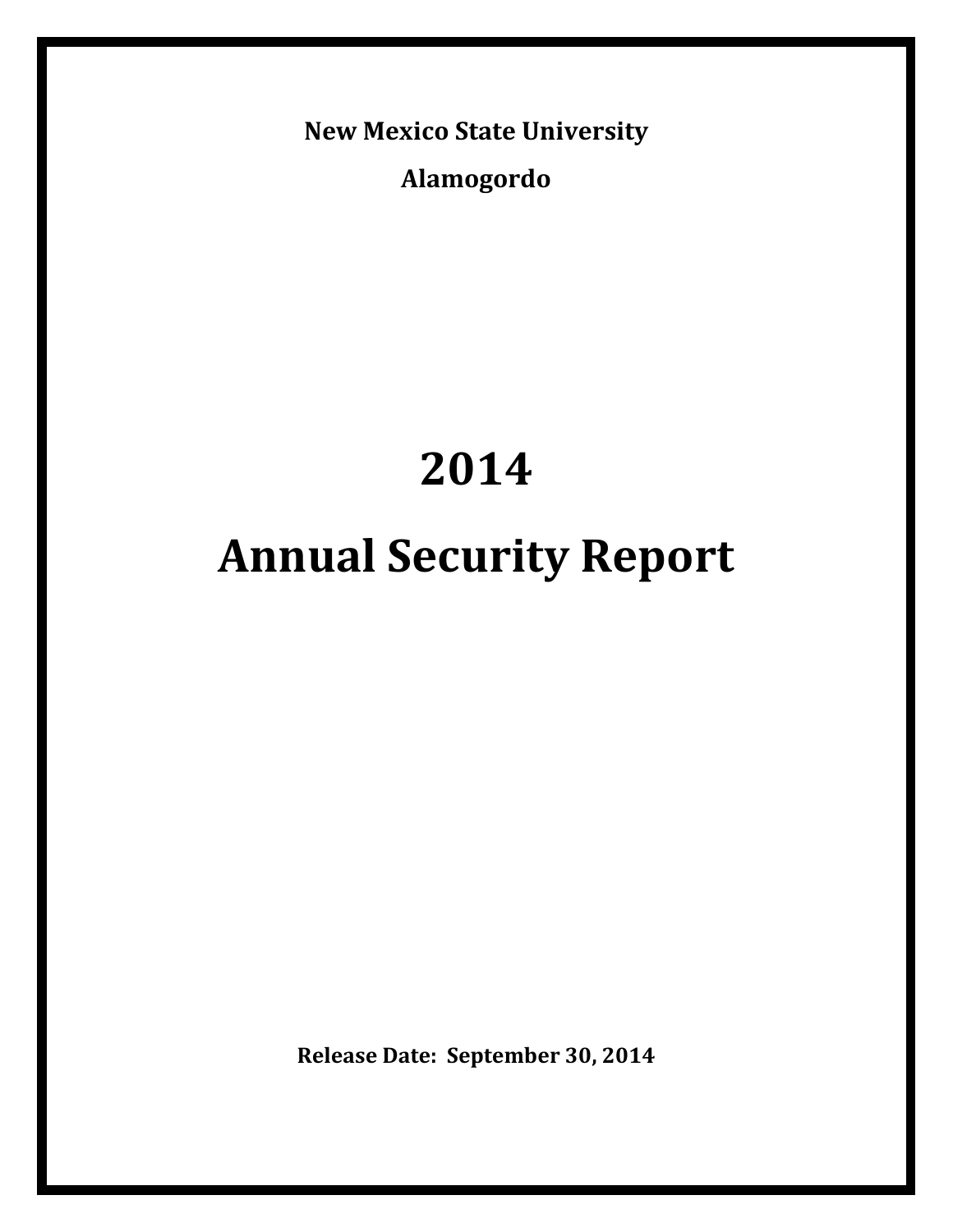**New Mexico State University**

**Alamogordo**

# 2014

# Annual Security Report

**Release Date: September 30, 2014**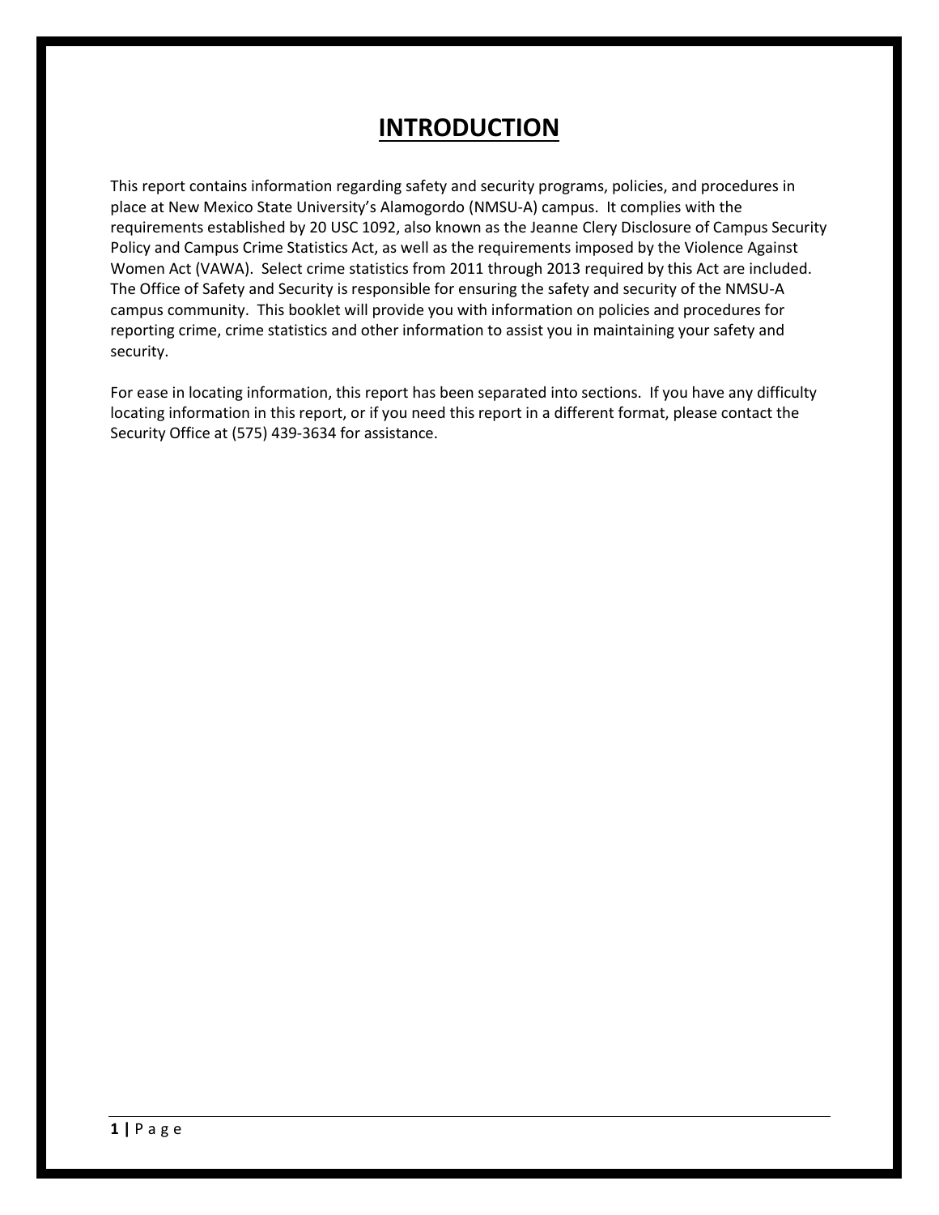# INTRODUCTION

This report contains information regarding safety and security programs, policies, and procedures in place at New Mexico State University's Alamogordo (NMSU-A) campus. It complies with the requirements established by 20 USC 1092, also known as the Jeanne Clery Disclosure of Campus Security Policy and Campus Crime Statistics Act, as well as the requirements imposed by the Violence Against Women Act (VAWA). Select crime statistics from 2011 through 2013 required by this Act are included. The Office of Safety and Security is responsible for ensuring the safety and security of the NMSU-A campus community. This booklet will provide you with information on policies and procedures for reporting crime, crime statistics and other information to assist you in maintaining your safety and security.

For ease in locating information, this report has been separated into sections. If you have any difficulty locating information in this report, or if you need this report in a different format, please contact the Security Office at (575) 439-3634 for assistance.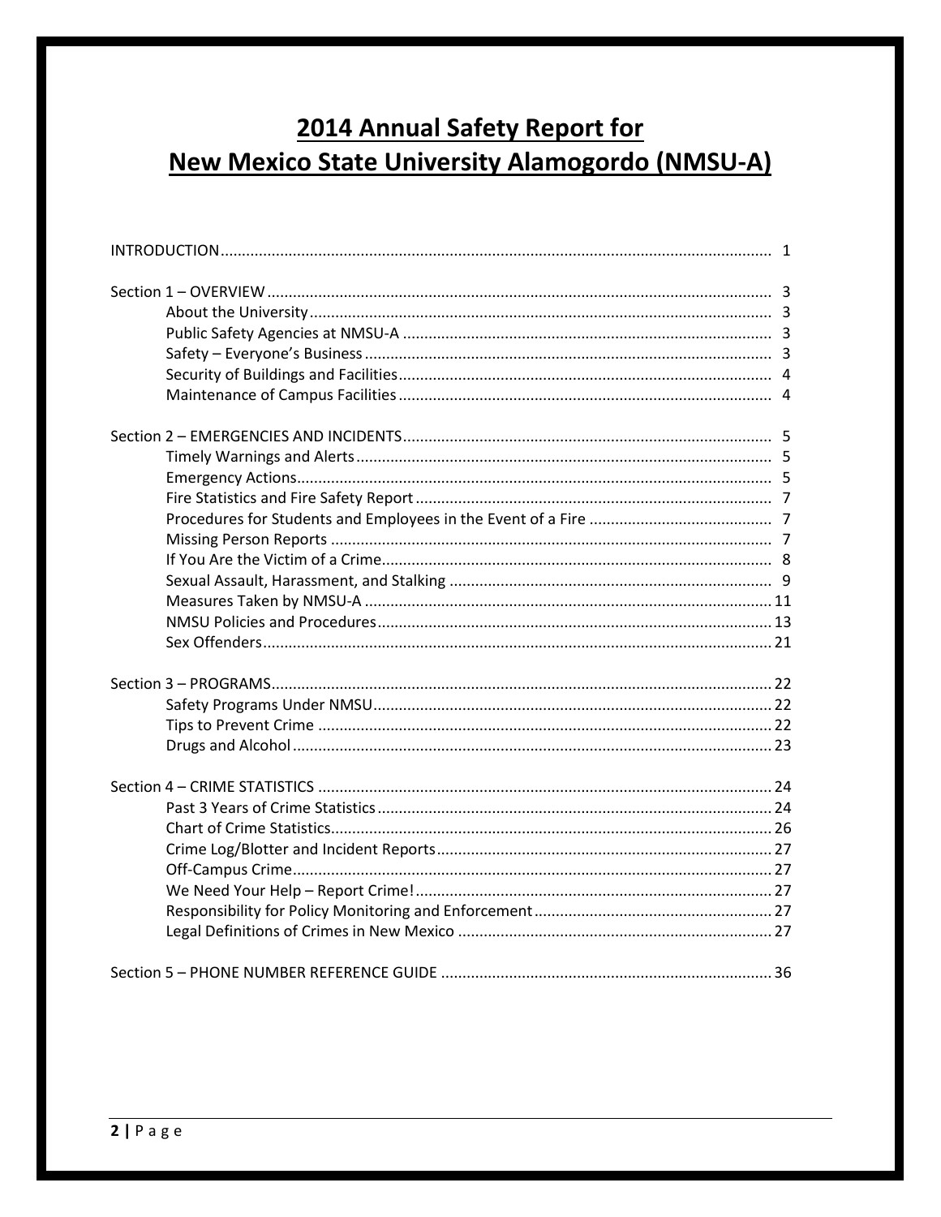# 2014 Annual Safety Report for New Mexico State University Alamogordo (NMSU-A)

| | |
|---|---|
| INTRODUCTION | 1 |
| Section 1 – OVERVIEW | 3 |
| About the University | 3 |
| Public Safety Agencies at NMSU-A | 3 |
| Safety – Everyone's Business | 3 |
| Security of Buildings and Facilities | 4 |
| Maintenance of Campus Facilities | 4 |
| Section 2 – EMERGENCIES AND INCIDENTS | 5 |
| Timely Warnings and Alerts | 5 |
| Emergency Actions | 5 |
| Fire Statistics and Fire Safety Report | 7 |
| Procedures for Students and Employees in the Event of a Fire | 7 |
| Missing Person Reports | 7 |
| If You Are the Victim of a Crime | 8 |
| Sexual Assault, Harassment, and Stalking | 9 |
| Measures Taken by NMSU-A | 11 |
| NMSU Policies and Procedures | 13 |
| Sex Offenders | 21 |
| Section 3 – PROGRAMS | 22 |
| Safety Programs Under NMSU | 22 |
| Tips to Prevent Crime | 22 |
| Drugs and Alcohol | 23 |
| Section 4 – CRIME STATISTICS | 24 |
| Past 3 Years of Crime Statistics | 24 |
| Chart of Crime Statistics | 26 |
| Crime Log/Blotter and Incident Reports | 27 |
| Off-Campus Crime | 27 |
| We Need Your Help – Report Crime! | 27 |
| Responsibility for Policy Monitoring and Enforcement | 27 |
| Legal Definitions of Crimes in New Mexico | 27 |
| Section 5 – PHONE NUMBER REFERENCE GUIDE | 36 |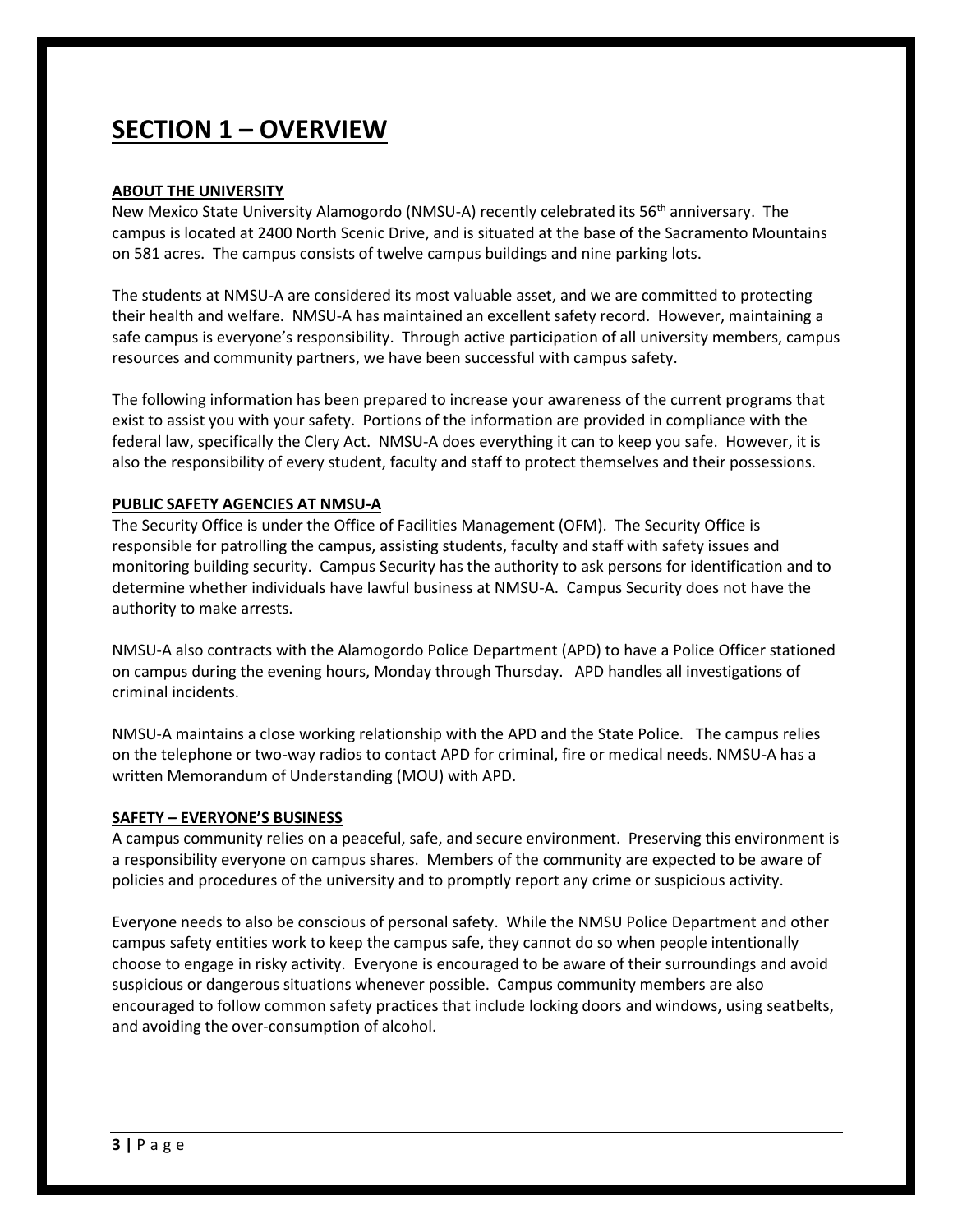# SECTION 1 – OVERVIEW

## ABOUT THE UNIVERSITY

New Mexico State University Alamogordo (NMSU-A) recently celebrated its 56th anniversary. The campus is located at 2400 North Scenic Drive, and is situated at the base of the Sacramento Mountains on 581 acres. The campus consists of twelve campus buildings and nine parking lots.

The students at NMSU-A are considered its most valuable asset, and we are committed to protecting their health and welfare. NMSU-A has maintained an excellent safety record. However, maintaining a safe campus is everyone's responsibility. Through active participation of all university members, campus resources and community partners, we have been successful with campus safety.

The following information has been prepared to increase your awareness of the current programs that exist to assist you with your safety. Portions of the information are provided in compliance with the federal law, specifically the Clery Act. NMSU-A does everything it can to keep you safe. However, it is also the responsibility of every student, faculty and staff to protect themselves and their possessions.

## PUBLIC SAFETY AGENCIES AT NMSU-A

The Security Office is under the Office of Facilities Management (OFM). The Security Office is responsible for patrolling the campus, assisting students, faculty and staff with safety issues and monitoring building security. Campus Security has the authority to ask persons for identification and to determine whether individuals have lawful business at NMSU-A. Campus Security does not have the authority to make arrests.

NMSU-A also contracts with the Alamogordo Police Department (APD) to have a Police Officer stationed on campus during the evening hours, Monday through Thursday. APD handles all investigations of criminal incidents.

NMSU-A maintains a close working relationship with the APD and the State Police. The campus relies on the telephone or two-way radios to contact APD for criminal, fire or medical needs. NMSU-A has a written Memorandum of Understanding (MOU) with APD.

## SAFETY – EVERYONE'S BUSINESS

A campus community relies on a peaceful, safe, and secure environment. Preserving this environment is a responsibility everyone on campus shares. Members of the community are expected to be aware of policies and procedures of the university and to promptly report any crime or suspicious activity.

Everyone needs to also be conscious of personal safety. While the NMSU Police Department and other campus safety entities work to keep the campus safe, they cannot do so when people intentionally choose to engage in risky activity. Everyone is encouraged to be aware of their surroundings and avoid suspicious or dangerous situations whenever possible. Campus community members are also encouraged to follow common safety practices that include locking doors and windows, using seatbelts, and avoiding the over-consumption of alcohol.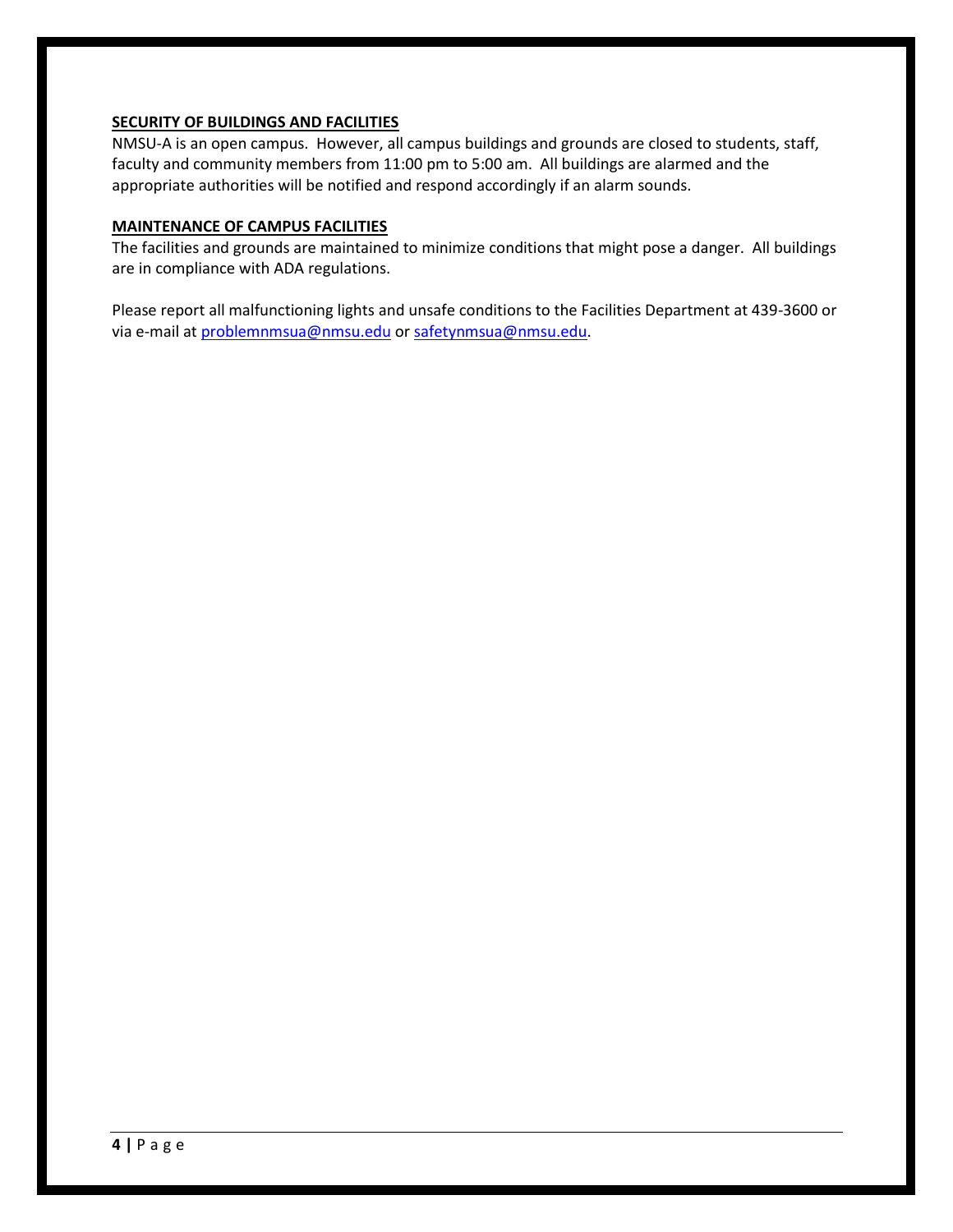## SECURITY OF BUILDINGS AND FACILITIES

NMSU-A is an open campus. However, all campus buildings and grounds are closed to students, staff, faculty and community members from 11:00 pm to 5:00 am. All buildings are alarmed and the appropriate authorities will be notified and respond accordingly if an alarm sounds.

## MAINTENANCE OF CAMPUS FACILITIES

The facilities and grounds are maintained to minimize conditions that might pose a danger. All buildings are in compliance with ADA regulations.

Please report all malfunctioning lights and unsafe conditions to the Facilities Department at 439-3600 or via e-mail at problemnmsua@nmsu.edu or safetynmsua@nmsu.edu.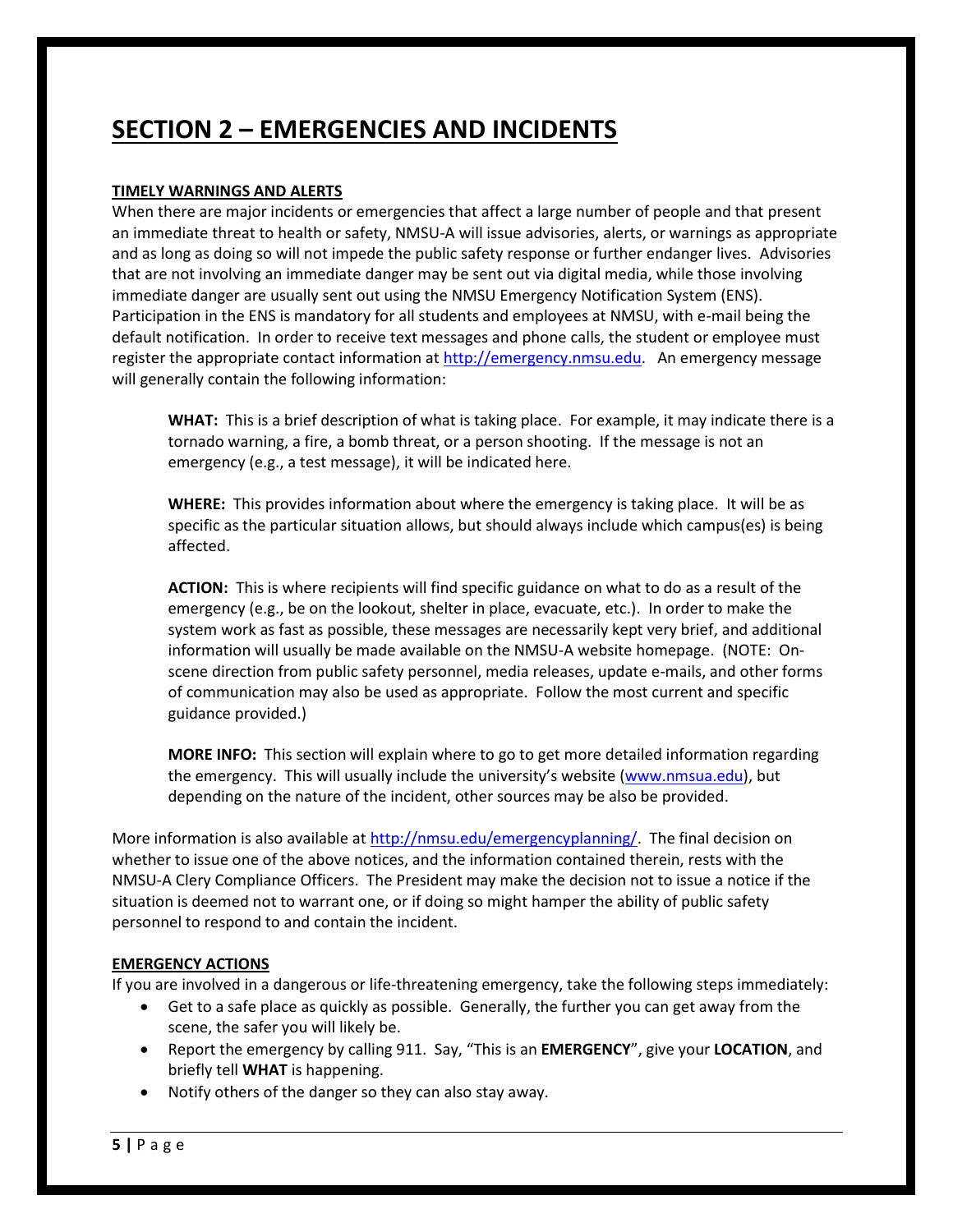# SECTION 2 – EMERGENCIES AND INCIDENTS

### TIMELY WARNINGS AND ALERTS

When there are major incidents or emergencies that affect a large number of people and that present an immediate threat to health or safety, NMSU-A will issue advisories, alerts, or warnings as appropriate and as long as doing so will not impede the public safety response or further endanger lives. Advisories that are not involving an immediate danger may be sent out via digital media, while those involving immediate danger are usually sent out using the NMSU Emergency Notification System (ENS). Participation in the ENS is mandatory for all students and employees at NMSU, with e-mail being the default notification. In order to receive text messages and phone calls, the student or employee must register the appropriate contact information at http://emergency.nmsu.edu. An emergency message will generally contain the following information:

> **WHAT:** This is a brief description of what is taking place. For example, it may indicate there is a tornado warning, a fire, a bomb threat, or a person shooting. If the message is not an emergency (e.g., a test message), it will be indicated here.
>
> **WHERE:** This provides information about where the emergency is taking place. It will be as specific as the particular situation allows, but should always include which campus(es) is being affected.
>
> **ACTION:** This is where recipients will find specific guidance on what to do as a result of the emergency (e.g., be on the lookout, shelter in place, evacuate, etc.). In order to make the system work as fast as possible, these messages are necessarily kept very brief, and additional information will usually be made available on the NMSU-A website homepage. (NOTE: On-scene direction from public safety personnel, media releases, update e-mails, and other forms of communication may also be used as appropriate. Follow the most current and specific guidance provided.)
>
> **MORE INFO:** This section will explain where to go to get more detailed information regarding the emergency. This will usually include the university's website (www.nmsua.edu), but depending on the nature of the incident, other sources may be also be provided.

More information is also available at http://nmsu.edu/emergencyplanning/. The final decision on whether to issue one of the above notices, and the information contained therein, rests with the NMSU-A Clery Compliance Officers. The President may make the decision not to issue a notice if the situation is deemed not to warrant one, or if doing so might hamper the ability of public safety personnel to respond to and contain the incident.

### EMERGENCY ACTIONS

If you are involved in a dangerous or life-threatening emergency, take the following steps immediately:

- Get to a safe place as quickly as possible. Generally, the further you can get away from the scene, the safer you will likely be.
- Report the emergency by calling 911. Say, "This is an **EMERGENCY**", give your **LOCATION**, and briefly tell **WHAT** is happening.
- Notify others of the danger so they can also stay away.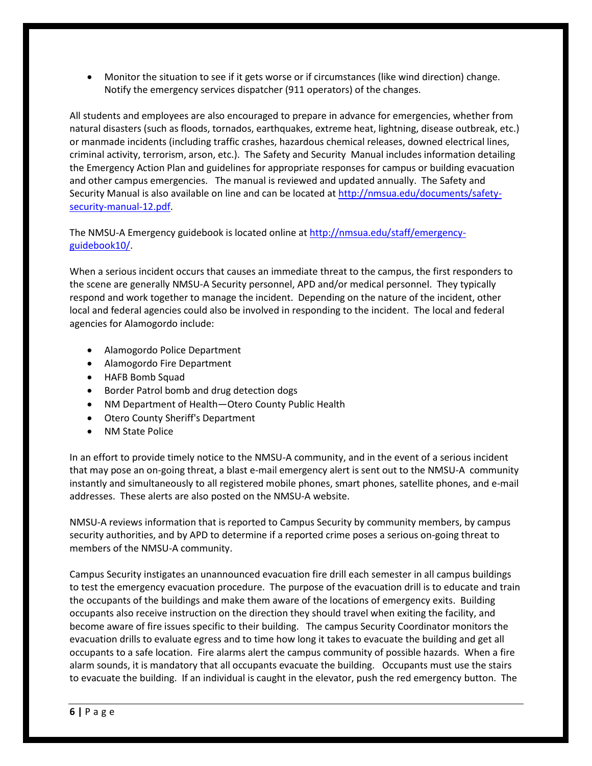- Monitor the situation to see if it gets worse or if circumstances (like wind direction) change. Notify the emergency services dispatcher (911 operators) of the changes.

All students and employees are also encouraged to prepare in advance for emergencies, whether from natural disasters (such as floods, tornados, earthquakes, extreme heat, lightning, disease outbreak, etc.) or manmade incidents (including traffic crashes, hazardous chemical releases, downed electrical lines, criminal activity, terrorism, arson, etc.). The Safety and Security Manual includes information detailing the Emergency Action Plan and guidelines for appropriate responses for campus or building evacuation and other campus emergencies. The manual is reviewed and updated annually. The Safety and Security Manual is also available on line and can be located at [http://nmsua.edu/documents/safety-security-manual-12.pdf](http://nmsua.edu/documents/safety-security-manual-12.pdf).

The NMSU-A Emergency guidebook is located online at [http://nmsua.edu/staff/emergency-guidebook10/](http://nmsua.edu/staff/emergency-guidebook10/).

When a serious incident occurs that causes an immediate threat to the campus, the first responders to the scene are generally NMSU-A Security personnel, APD and/or medical personnel. They typically respond and work together to manage the incident. Depending on the nature of the incident, other local and federal agencies could also be involved in responding to the incident. The local and federal agencies for Alamogordo include:

- Alamogordo Police Department
- Alamogordo Fire Department
- HAFB Bomb Squad
- Border Patrol bomb and drug detection dogs
- NM Department of Health—Otero County Public Health
- Otero County Sheriff's Department
- NM State Police

In an effort to provide timely notice to the NMSU-A community, and in the event of a serious incident that may pose an on-going threat, a blast e-mail emergency alert is sent out to the NMSU-A community instantly and simultaneously to all registered mobile phones, smart phones, satellite phones, and e-mail addresses. These alerts are also posted on the NMSU-A website.

NMSU-A reviews information that is reported to Campus Security by community members, by campus security authorities, and by APD to determine if a reported crime poses a serious on-going threat to members of the NMSU-A community.

Campus Security instigates an unannounced evacuation fire drill each semester in all campus buildings to test the emergency evacuation procedure. The purpose of the evacuation drill is to educate and train the occupants of the buildings and make them aware of the locations of emergency exits. Building occupants also receive instruction on the direction they should travel when exiting the facility, and become aware of fire issues specific to their building. The campus Security Coordinator monitors the evacuation drills to evaluate egress and to time how long it takes to evacuate the building and get all occupants to a safe location. Fire alarms alert the campus community of possible hazards. When a fire alarm sounds, it is mandatory that all occupants evacuate the building. Occupants must use the stairs to evacuate the building. If an individual is caught in the elevator, push the red emergency button. The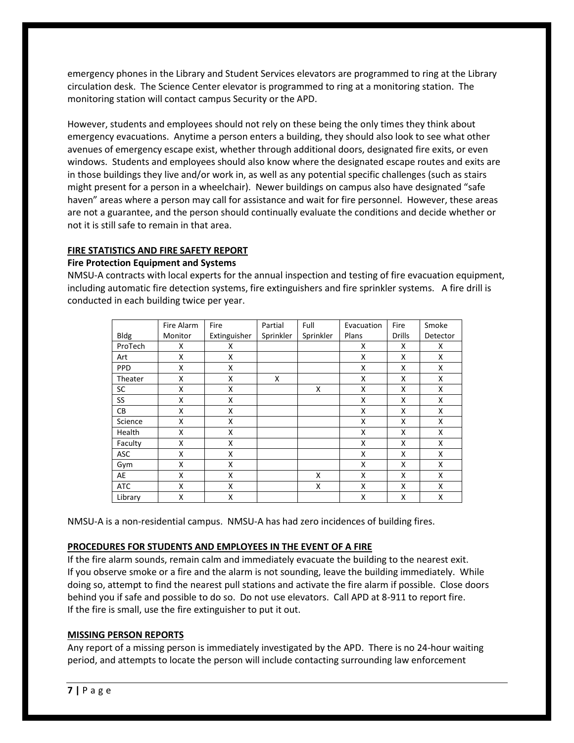emergency phones in the Library and Student Services elevators are programmed to ring at the Library circulation desk. The Science Center elevator is programmed to ring at a monitoring station. The monitoring station will contact campus Security or the APD.

However, students and employees should not rely on these being the only times they think about emergency evacuations. Anytime a person enters a building, they should also look to see what other avenues of emergency escape exist, whether through additional doors, designated fire exits, or even windows. Students and employees should also know where the designated escape routes and exits are in those buildings they live and/or work in, as well as any potential specific challenges (such as stairs might present for a person in a wheelchair). Newer buildings on campus also have designated "safe haven" areas where a person may call for assistance and wait for fire personnel. However, these areas are not a guarantee, and the person should continually evaluate the conditions and decide whether or not it is still safe to remain in that area.

## FIRE STATISTICS AND FIRE SAFETY REPORT

### Fire Protection Equipment and Systems

NMSU-A contracts with local experts for the annual inspection and testing of fire evacuation equipment, including automatic fire detection systems, fire extinguishers and fire sprinkler systems. A fire drill is conducted in each building twice per year.

| Bldg | Fire Alarm Monitor | Fire Extinguisher | Partial Sprinkler | Full Sprinkler | Evacuation Plans | Fire Drills | Smoke Detector |
|---|---|---|---|---|---|---|---|
| ProTech | X | X | | | X | X | X |
| Art | X | X | | | X | X | X |
| PPD | X | X | | | X | X | X |
| Theater | X | X | X | | X | X | X |
| SC | X | X | | X | X | X | X |
| SS | X | X | | | X | X | X |
| CB | X | X | | | X | X | X |
| Science | X | X | | | X | X | X |
| Health | X | X | | | X | X | X |
| Faculty | X | X | | | X | X | X |
| ASC | X | X | | | X | X | X |
| Gym | X | X | | | X | X | X |
| AE | X | X | | X | X | X | X |
| ATC | X | X | | X | X | X | X |
| Library | X | X | | | X | X | X |

NMSU-A is a non-residential campus. NMSU-A has had zero incidences of building fires.

## PROCEDURES FOR STUDENTS AND EMPLOYEES IN THE EVENT OF A FIRE

If the fire alarm sounds, remain calm and immediately evacuate the building to the nearest exit.
If you observe smoke or a fire and the alarm is not sounding, leave the building immediately. While doing so, attempt to find the nearest pull stations and activate the fire alarm if possible. Close doors behind you if safe and possible to do so. Do not use elevators. Call APD at 8-911 to report fire.
If the fire is small, use the fire extinguisher to put it out.

## MISSING PERSON REPORTS

Any report of a missing person is immediately investigated by the APD. There is no 24-hour waiting period, and attempts to locate the person will include contacting surrounding law enforcement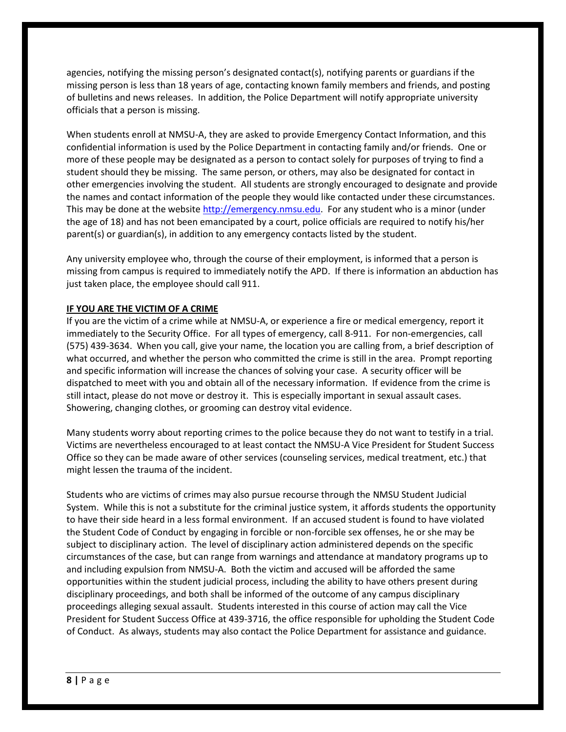agencies, notifying the missing person's designated contact(s), notifying parents or guardians if the missing person is less than 18 years of age, contacting known family members and friends, and posting of bulletins and news releases. In addition, the Police Department will notify appropriate university officials that a person is missing.

When students enroll at NMSU-A, they are asked to provide Emergency Contact Information, and this confidential information is used by the Police Department in contacting family and/or friends. One or more of these people may be designated as a person to contact solely for purposes of trying to find a student should they be missing. The same person, or others, may also be designated for contact in other emergencies involving the student. All students are strongly encouraged to designate and provide the names and contact information of the people they would like contacted under these circumstances. This may be done at the website [http://emergency.nmsu.edu](http://emergency.nmsu.edu). For any student who is a minor (under the age of 18) and has not been emancipated by a court, police officials are required to notify his/her parent(s) or guardian(s), in addition to any emergency contacts listed by the student.

Any university employee who, through the course of their employment, is informed that a person is missing from campus is required to immediately notify the APD. If there is information an abduction has just taken place, the employee should call 911.

## IF YOU ARE THE VICTIM OF A CRIME

If you are the victim of a crime while at NMSU-A, or experience a fire or medical emergency, report it immediately to the Security Office. For all types of emergency, call 8-911. For non-emergencies, call (575) 439-3634. When you call, give your name, the location you are calling from, a brief description of what occurred, and whether the person who committed the crime is still in the area. Prompt reporting and specific information will increase the chances of solving your case. A security officer will be dispatched to meet with you and obtain all of the necessary information. If evidence from the crime is still intact, please do not move or destroy it. This is especially important in sexual assault cases. Showering, changing clothes, or grooming can destroy vital evidence.

Many students worry about reporting crimes to the police because they do not want to testify in a trial. Victims are nevertheless encouraged to at least contact the NMSU-A Vice President for Student Success Office so they can be made aware of other services (counseling services, medical treatment, etc.) that might lessen the trauma of the incident.

Students who are victims of crimes may also pursue recourse through the NMSU Student Judicial System. While this is not a substitute for the criminal justice system, it affords students the opportunity to have their side heard in a less formal environment. If an accused student is found to have violated the Student Code of Conduct by engaging in forcible or non-forcible sex offenses, he or she may be subject to disciplinary action. The level of disciplinary action administered depends on the specific circumstances of the case, but can range from warnings and attendance at mandatory programs up to and including expulsion from NMSU-A. Both the victim and accused will be afforded the same opportunities within the student judicial process, including the ability to have others present during disciplinary proceedings, and both shall be informed of the outcome of any campus disciplinary proceedings alleging sexual assault. Students interested in this course of action may call the Vice President for Student Success Office at 439-3716, the office responsible for upholding the Student Code of Conduct. As always, students may also contact the Police Department for assistance and guidance.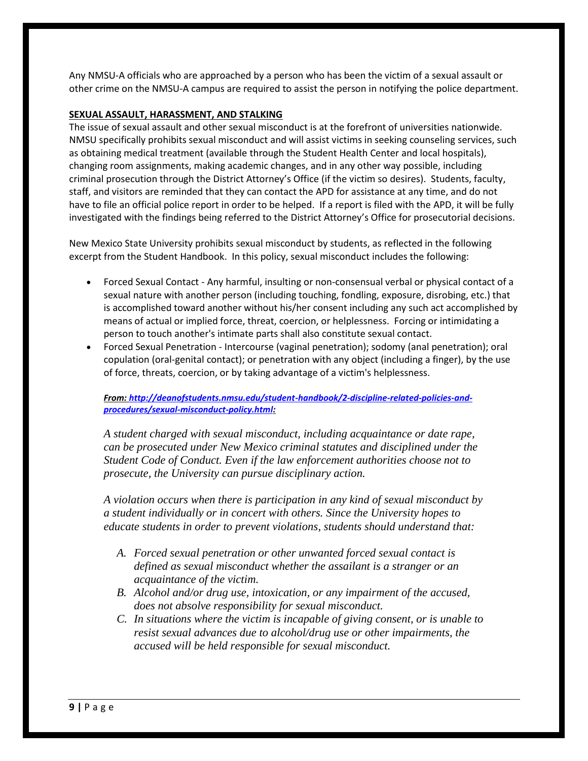Any NMSU-A officials who are approached by a person who has been the victim of a sexual assault or other crime on the NMSU-A campus are required to assist the person in notifying the police department.

**SEXUAL ASSAULT, HARASSMENT, AND STALKING**

The issue of sexual assault and other sexual misconduct is at the forefront of universities nationwide. NMSU specifically prohibits sexual misconduct and will assist victims in seeking counseling services, such as obtaining medical treatment (available through the Student Health Center and local hospitals), changing room assignments, making academic changes, and in any other way possible, including criminal prosecution through the District Attorney's Office (if the victim so desires). Students, faculty, staff, and visitors are reminded that they can contact the APD for assistance at any time, and do not have to file an official police report in order to be helped. If a report is filed with the APD, it will be fully investigated with the findings being referred to the District Attorney's Office for prosecutorial decisions.

New Mexico State University prohibits sexual misconduct by students, as reflected in the following excerpt from the Student Handbook. In this policy, sexual misconduct includes the following:

- Forced Sexual Contact - Any harmful, insulting or non-consensual verbal or physical contact of a sexual nature with another person (including touching, fondling, exposure, disrobing, etc.) that is accomplished toward another without his/her consent including any such act accomplished by means of actual or implied force, threat, coercion, or helplessness. Forcing or intimidating a person to touch another's intimate parts shall also constitute sexual contact.
- Forced Sexual Penetration - Intercourse (vaginal penetration); sodomy (anal penetration); oral copulation (oral-genital contact); or penetration with any object (including a finger), by the use of force, threats, coercion, or by taking advantage of a victim's helplessness.

***From: http://deanofstudents.nmsu.edu/student-handbook/2-discipline-related-policies-and-procedures/sexual-misconduct-policy.html:***

*A student charged with sexual misconduct, including acquaintance or date rape, can be prosecuted under New Mexico criminal statutes and disciplined under the Student Code of Conduct. Even if the law enforcement authorities choose not to prosecute, the University can pursue disciplinary action.*

*A violation occurs when there is participation in any kind of sexual misconduct by a student individually or in concert with others. Since the University hopes to educate students in order to prevent violations, students should understand that:*

*A. Forced sexual penetration or other unwanted forced sexual contact is defined as sexual misconduct whether the assailant is a stranger or an acquaintance of the victim.*

*B. Alcohol and/or drug use, intoxication, or any impairment of the accused, does not absolve responsibility for sexual misconduct.*

*C. In situations where the victim is incapable of giving consent, or is unable to resist sexual advances due to alcohol/drug use or other impairments, the accused will be held responsible for sexual misconduct.*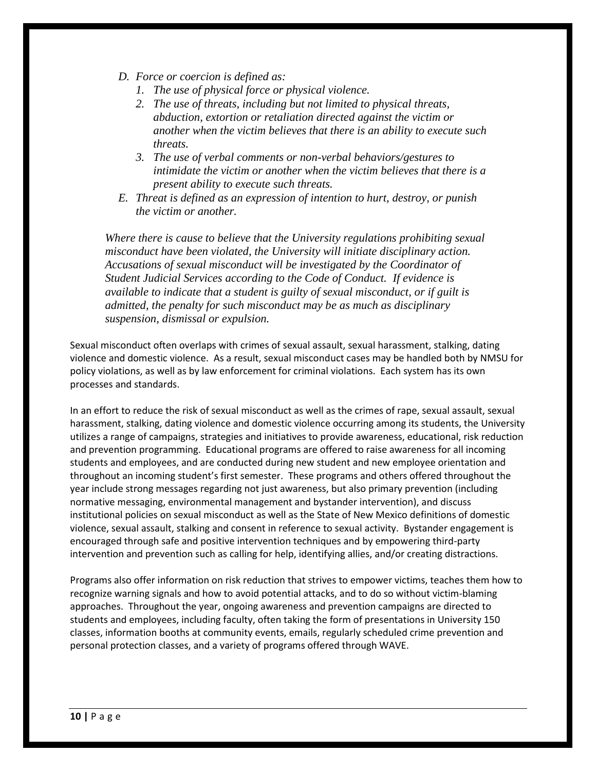*D. Force or coercion is defined as:*

*1. The use of physical force or physical violence.*

*2. The use of threats, including but not limited to physical threats, abduction, extortion or retaliation directed against the victim or another when the victim believes that there is an ability to execute such threats.*

*3. The use of verbal comments or non-verbal behaviors/gestures to intimidate the victim or another when the victim believes that there is a present ability to execute such threats.*

*E. Threat is defined as an expression of intention to hurt, destroy, or punish the victim or another.*

*Where there is cause to believe that the University regulations prohibiting sexual misconduct have been violated, the University will initiate disciplinary action. Accusations of sexual misconduct will be investigated by the Coordinator of Student Judicial Services according to the Code of Conduct. If evidence is available to indicate that a student is guilty of sexual misconduct, or if guilt is admitted, the penalty for such misconduct may be as much as disciplinary suspension, dismissal or expulsion.*

Sexual misconduct often overlaps with crimes of sexual assault, sexual harassment, stalking, dating violence and domestic violence. As a result, sexual misconduct cases may be handled both by NMSU for policy violations, as well as by law enforcement for criminal violations. Each system has its own processes and standards.

In an effort to reduce the risk of sexual misconduct as well as the crimes of rape, sexual assault, sexual harassment, stalking, dating violence and domestic violence occurring among its students, the University utilizes a range of campaigns, strategies and initiatives to provide awareness, educational, risk reduction and prevention programming. Educational programs are offered to raise awareness for all incoming students and employees, and are conducted during new student and new employee orientation and throughout an incoming student's first semester. These programs and others offered throughout the year include strong messages regarding not just awareness, but also primary prevention (including normative messaging, environmental management and bystander intervention), and discuss institutional policies on sexual misconduct as well as the State of New Mexico definitions of domestic violence, sexual assault, stalking and consent in reference to sexual activity. Bystander engagement is encouraged through safe and positive intervention techniques and by empowering third-party intervention and prevention such as calling for help, identifying allies, and/or creating distractions.

Programs also offer information on risk reduction that strives to empower victims, teaches them how to recognize warning signals and how to avoid potential attacks, and to do so without victim-blaming approaches. Throughout the year, ongoing awareness and prevention campaigns are directed to students and employees, including faculty, often taking the form of presentations in University 150 classes, information booths at community events, emails, regularly scheduled crime prevention and personal protection classes, and a variety of programs offered through WAVE.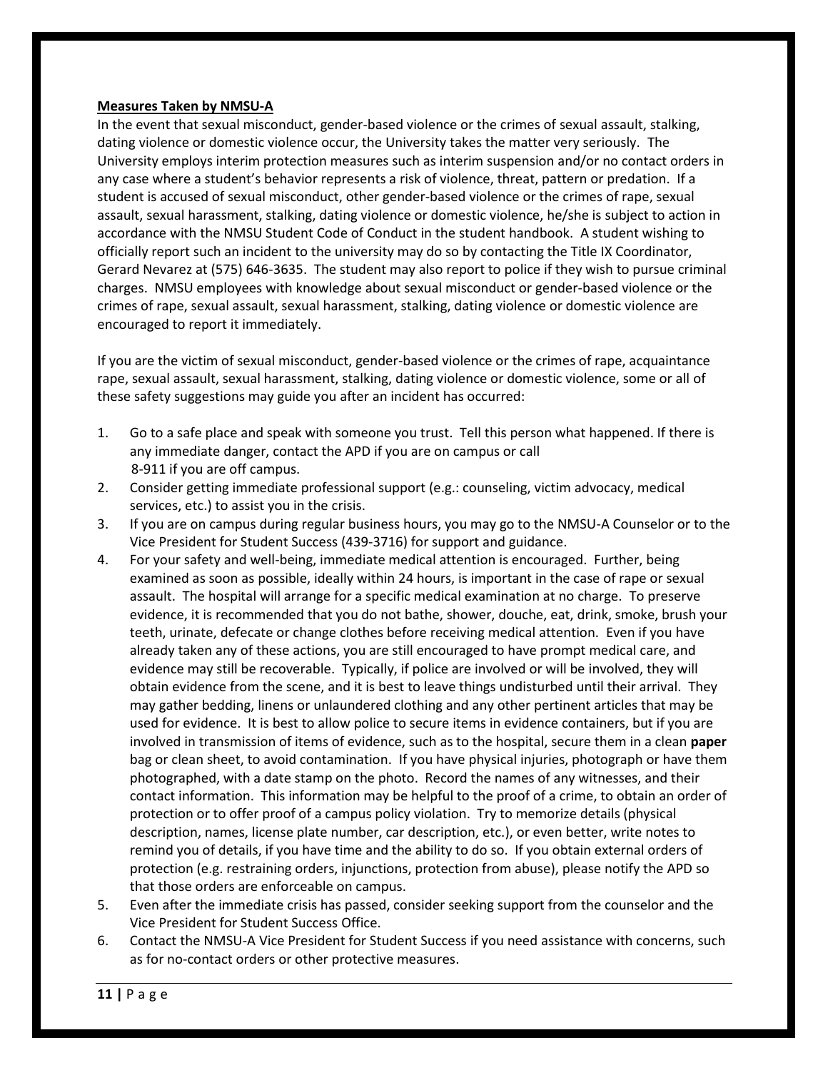**Measures Taken by NMSU-A**

In the event that sexual misconduct, gender-based violence or the crimes of sexual assault, stalking, dating violence or domestic violence occur, the University takes the matter very seriously. The University employs interim protection measures such as interim suspension and/or no contact orders in any case where a student's behavior represents a risk of violence, threat, pattern or predation. If a student is accused of sexual misconduct, other gender-based violence or the crimes of rape, sexual assault, sexual harassment, stalking, dating violence or domestic violence, he/she is subject to action in accordance with the NMSU Student Code of Conduct in the student handbook. A student wishing to officially report such an incident to the university may do so by contacting the Title IX Coordinator, Gerard Nevarez at (575) 646-3635. The student may also report to police if they wish to pursue criminal charges. NMSU employees with knowledge about sexual misconduct or gender-based violence or the crimes of rape, sexual assault, sexual harassment, stalking, dating violence or domestic violence are encouraged to report it immediately.

If you are the victim of sexual misconduct, gender-based violence or the crimes of rape, acquaintance rape, sexual assault, sexual harassment, stalking, dating violence or domestic violence, some or all of these safety suggestions may guide you after an incident has occurred:

1. Go to a safe place and speak with someone you trust. Tell this person what happened. If there is any immediate danger, contact the APD if you are on campus or call 8-911 if you are off campus.
2. Consider getting immediate professional support (e.g.: counseling, victim advocacy, medical services, etc.) to assist you in the crisis.
3. If you are on campus during regular business hours, you may go to the NMSU-A Counselor or to the Vice President for Student Success (439-3716) for support and guidance.
4. For your safety and well-being, immediate medical attention is encouraged. Further, being examined as soon as possible, ideally within 24 hours, is important in the case of rape or sexual assault. The hospital will arrange for a specific medical examination at no charge. To preserve evidence, it is recommended that you do not bathe, shower, douche, eat, drink, smoke, brush your teeth, urinate, defecate or change clothes before receiving medical attention. Even if you have already taken any of these actions, you are still encouraged to have prompt medical care, and evidence may still be recoverable. Typically, if police are involved or will be involved, they will obtain evidence from the scene, and it is best to leave things undisturbed until their arrival. They may gather bedding, linens or unlaundered clothing and any other pertinent articles that may be used for evidence. It is best to allow police to secure items in evidence containers, but if you are involved in transmission of items of evidence, such as to the hospital, secure them in a clean **paper** bag or clean sheet, to avoid contamination. If you have physical injuries, photograph or have them photographed, with a date stamp on the photo. Record the names of any witnesses, and their contact information. This information may be helpful to the proof of a crime, to obtain an order of protection or to offer proof of a campus policy violation. Try to memorize details (physical description, names, license plate number, car description, etc.), or even better, write notes to remind you of details, if you have time and the ability to do so. If you obtain external orders of protection (e.g. restraining orders, injunctions, protection from abuse), please notify the APD so that those orders are enforceable on campus.
5. Even after the immediate crisis has passed, consider seeking support from the counselor and the Vice President for Student Success Office.
6. Contact the NMSU-A Vice President for Student Success if you need assistance with concerns, such as for no-contact orders or other protective measures.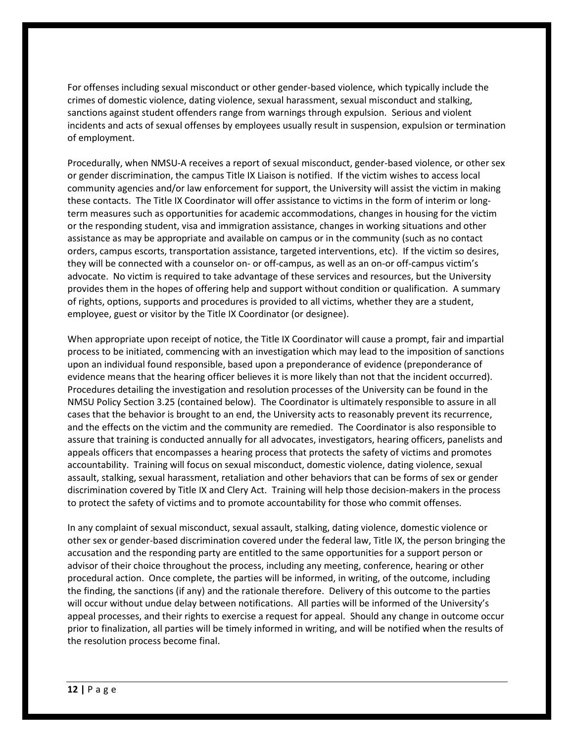For offenses including sexual misconduct or other gender-based violence, which typically include the crimes of domestic violence, dating violence, sexual harassment, sexual misconduct and stalking, sanctions against student offenders range from warnings through expulsion. Serious and violent incidents and acts of sexual offenses by employees usually result in suspension, expulsion or termination of employment.

Procedurally, when NMSU-A receives a report of sexual misconduct, gender-based violence, or other sex or gender discrimination, the campus Title IX Liaison is notified. If the victim wishes to access local community agencies and/or law enforcement for support, the University will assist the victim in making these contacts. The Title IX Coordinator will offer assistance to victims in the form of interim or long-term measures such as opportunities for academic accommodations, changes in housing for the victim or the responding student, visa and immigration assistance, changes in working situations and other assistance as may be appropriate and available on campus or in the community (such as no contact orders, campus escorts, transportation assistance, targeted interventions, etc). If the victim so desires, they will be connected with a counselor on- or off-campus, as well as an on-or off-campus victim's advocate. No victim is required to take advantage of these services and resources, but the University provides them in the hopes of offering help and support without condition or qualification. A summary of rights, options, supports and procedures is provided to all victims, whether they are a student, employee, guest or visitor by the Title IX Coordinator (or designee).

When appropriate upon receipt of notice, the Title IX Coordinator will cause a prompt, fair and impartial process to be initiated, commencing with an investigation which may lead to the imposition of sanctions upon an individual found responsible, based upon a preponderance of evidence (preponderance of evidence means that the hearing officer believes it is more likely than not that the incident occurred). Procedures detailing the investigation and resolution processes of the University can be found in the NMSU Policy Section 3.25 (contained below). The Coordinator is ultimately responsible to assure in all cases that the behavior is brought to an end, the University acts to reasonably prevent its recurrence, and the effects on the victim and the community are remedied. The Coordinator is also responsible to assure that training is conducted annually for all advocates, investigators, hearing officers, panelists and appeals officers that encompasses a hearing process that protects the safety of victims and promotes accountability. Training will focus on sexual misconduct, domestic violence, dating violence, sexual assault, stalking, sexual harassment, retaliation and other behaviors that can be forms of sex or gender discrimination covered by Title IX and Clery Act. Training will help those decision-makers in the process to protect the safety of victims and to promote accountability for those who commit offenses.

In any complaint of sexual misconduct, sexual assault, stalking, dating violence, domestic violence or other sex or gender-based discrimination covered under the federal law, Title IX, the person bringing the accusation and the responding party are entitled to the same opportunities for a support person or advisor of their choice throughout the process, including any meeting, conference, hearing or other procedural action. Once complete, the parties will be informed, in writing, of the outcome, including the finding, the sanctions (if any) and the rationale therefore. Delivery of this outcome to the parties will occur without undue delay between notifications. All parties will be informed of the University's appeal processes, and their rights to exercise a request for appeal. Should any change in outcome occur prior to finalization, all parties will be timely informed in writing, and will be notified when the results of the resolution process become final.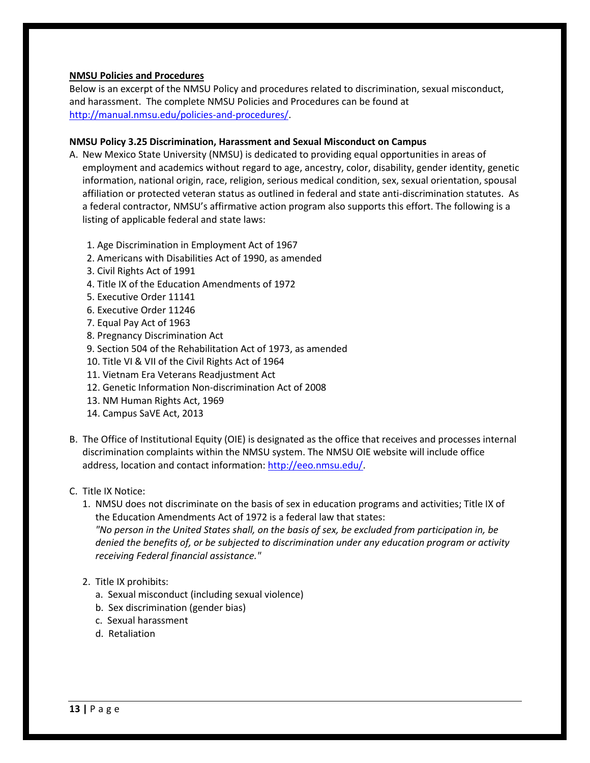**NMSU Policies and Procedures**

Below is an excerpt of the NMSU Policy and procedures related to discrimination, sexual misconduct, and harassment. The complete NMSU Policies and Procedures can be found at [http://manual.nmsu.edu/policies-and-procedures/](http://manual.nmsu.edu/policies-and-procedures/).

**NMSU Policy 3.25 Discrimination, Harassment and Sexual Misconduct on Campus**

A. New Mexico State University (NMSU) is dedicated to providing equal opportunities in areas of employment and academics without regard to age, ancestry, color, disability, gender identity, genetic information, national origin, race, religion, serious medical condition, sex, sexual orientation, spousal affiliation or protected veteran status as outlined in federal and state anti-discrimination statutes. As a federal contractor, NMSU's affirmative action program also supports this effort. The following is a listing of applicable federal and state laws:

   1. Age Discrimination in Employment Act of 1967
   2. Americans with Disabilities Act of 1990, as amended
   3. Civil Rights Act of 1991
   4. Title IX of the Education Amendments of 1972
   5. Executive Order 11141
   6. Executive Order 11246
   7. Equal Pay Act of 1963
   8. Pregnancy Discrimination Act
   9. Section 504 of the Rehabilitation Act of 1973, as amended
   10. Title VI & VII of the Civil Rights Act of 1964
   11. Vietnam Era Veterans Readjustment Act
   12. Genetic Information Non-discrimination Act of 2008
   13. NM Human Rights Act, 1969
   14. Campus SaVE Act, 2013

B. The Office of Institutional Equity (OIE) is designated as the office that receives and processes internal discrimination complaints within the NMSU system. The NMSU OIE website will include office address, location and contact information: [http://eeo.nmsu.edu/](http://eeo.nmsu.edu/).

C. Title IX Notice:

   1. NMSU does not discriminate on the basis of sex in education programs and activities; Title IX of the Education Amendments Act of 1972 is a federal law that states:
      *"No person in the United States shall, on the basis of sex, be excluded from participation in, be denied the benefits of, or be subjected to discrimination under any education program or activity receiving Federal financial assistance."*

   2. Title IX prohibits:
      a. Sexual misconduct (including sexual violence)
      b. Sex discrimination (gender bias)
      c. Sexual harassment
      d. Retaliation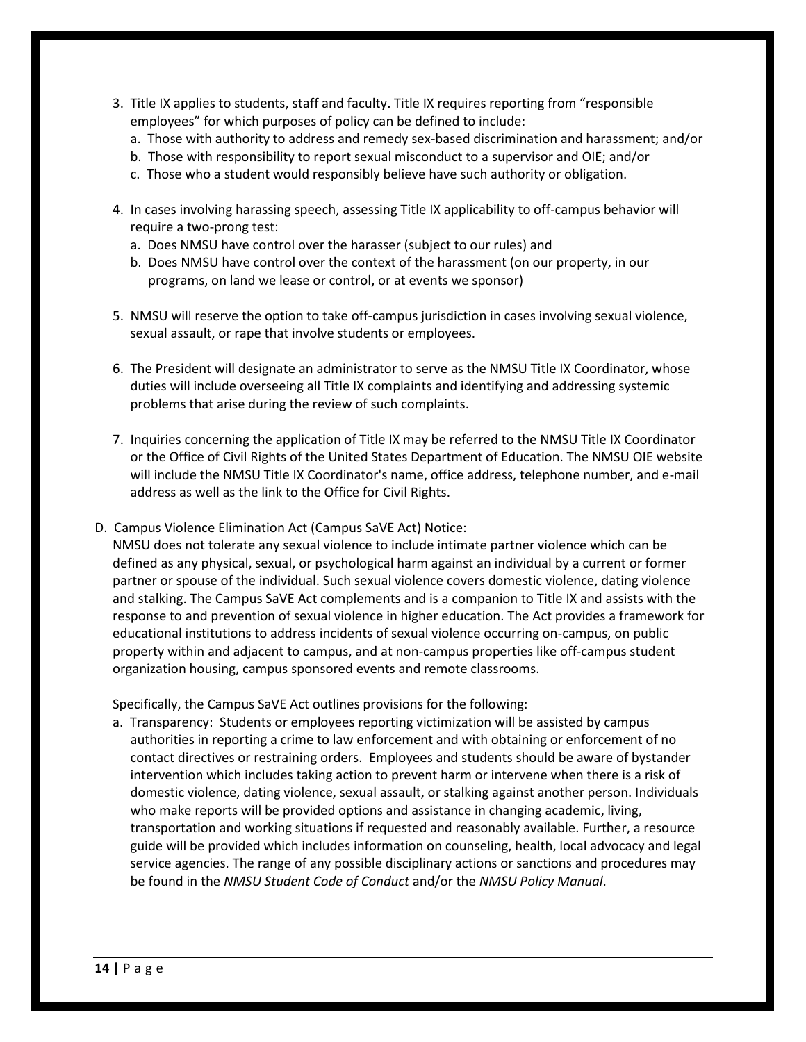3. Title IX applies to students, staff and faculty. Title IX requires reporting from "responsible employees" for which purposes of policy can be defined to include:
   a. Those with authority to address and remedy sex-based discrimination and harassment; and/or
   b. Those with responsibility to report sexual misconduct to a supervisor and OIE; and/or
   c. Those who a student would responsibly believe have such authority or obligation.

4. In cases involving harassing speech, assessing Title IX applicability to off-campus behavior will require a two-prong test:
   a. Does NMSU have control over the harasser (subject to our rules) and
   b. Does NMSU have control over the context of the harassment (on our property, in our programs, on land we lease or control, or at events we sponsor)

5. NMSU will reserve the option to take off-campus jurisdiction in cases involving sexual violence, sexual assault, or rape that involve students or employees.

6. The President will designate an administrator to serve as the NMSU Title IX Coordinator, whose duties will include overseeing all Title IX complaints and identifying and addressing systemic problems that arise during the review of such complaints.

7. Inquiries concerning the application of Title IX may be referred to the NMSU Title IX Coordinator or the Office of Civil Rights of the United States Department of Education. The NMSU OIE website will include the NMSU Title IX Coordinator's name, office address, telephone number, and e-mail address as well as the link to the Office for Civil Rights.

D. Campus Violence Elimination Act (Campus SaVE Act) Notice:

NMSU does not tolerate any sexual violence to include intimate partner violence which can be defined as any physical, sexual, or psychological harm against an individual by a current or former partner or spouse of the individual. Such sexual violence covers domestic violence, dating violence and stalking. The Campus SaVE Act complements and is a companion to Title IX and assists with the response to and prevention of sexual violence in higher education. The Act provides a framework for educational institutions to address incidents of sexual violence occurring on-campus, on public property within and adjacent to campus, and at non-campus properties like off-campus student organization housing, campus sponsored events and remote classrooms.

Specifically, the Campus SaVE Act outlines provisions for the following:

a. Transparency: Students or employees reporting victimization will be assisted by campus authorities in reporting a crime to law enforcement and with obtaining or enforcement of no contact directives or restraining orders. Employees and students should be aware of bystander intervention which includes taking action to prevent harm or intervene when there is a risk of domestic violence, dating violence, sexual assault, or stalking against another person. Individuals who make reports will be provided options and assistance in changing academic, living, transportation and working situations if requested and reasonably available. Further, a resource guide will be provided which includes information on counseling, health, local advocacy and legal service agencies. The range of any possible disciplinary actions or sanctions and procedures may be found in the *NMSU Student Code of Conduct* and/or the *NMSU Policy Manual*.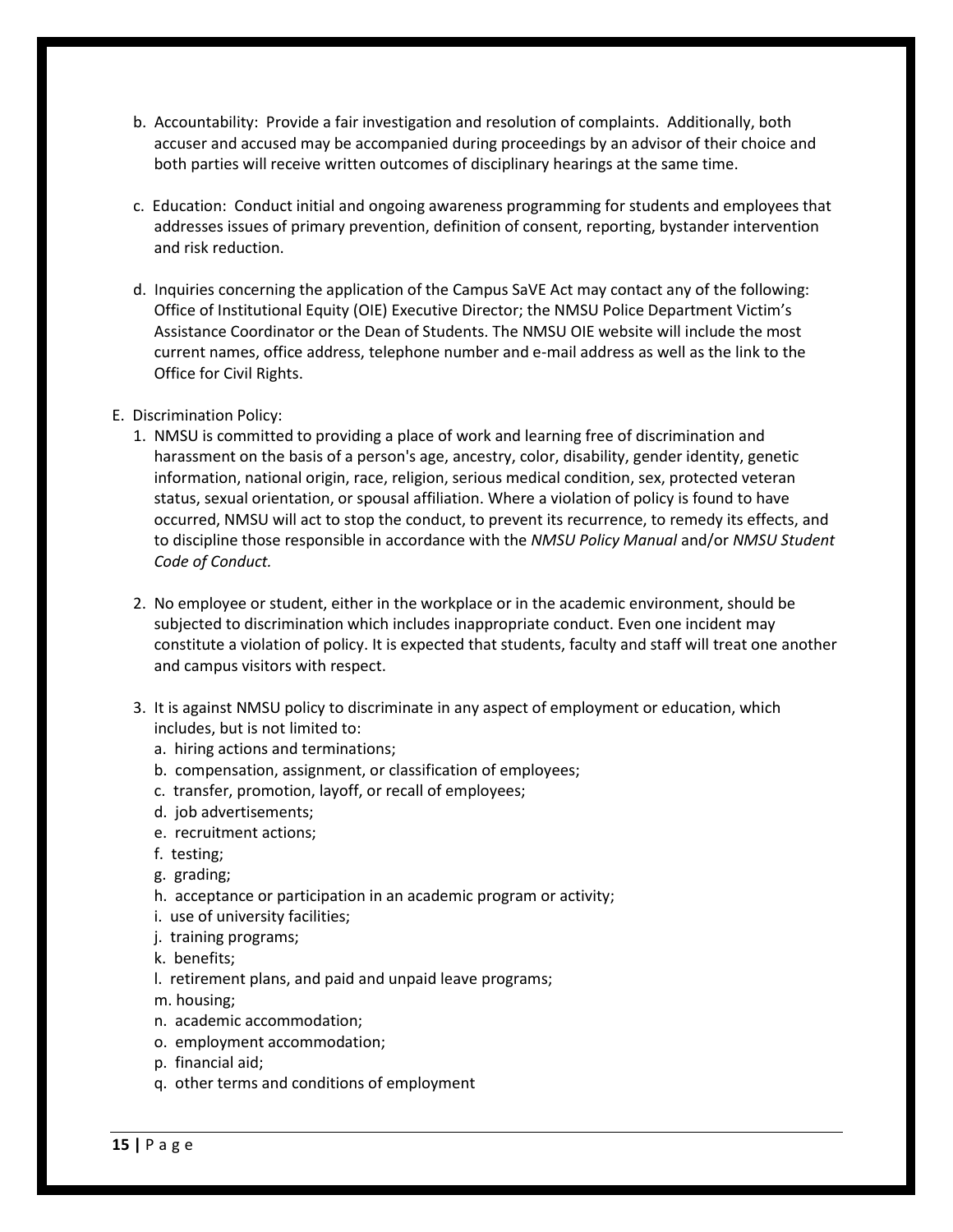b. Accountability: Provide a fair investigation and resolution of complaints. Additionally, both accuser and accused may be accompanied during proceedings by an advisor of their choice and both parties will receive written outcomes of disciplinary hearings at the same time.

c. Education: Conduct initial and ongoing awareness programming for students and employees that addresses issues of primary prevention, definition of consent, reporting, bystander intervention and risk reduction.

d. Inquiries concerning the application of the Campus SaVE Act may contact any of the following: Office of Institutional Equity (OIE) Executive Director; the NMSU Police Department Victim's Assistance Coordinator or the Dean of Students. The NMSU OIE website will include the most current names, office address, telephone number and e-mail address as well as the link to the Office for Civil Rights.

E. Discrimination Policy:

1. NMSU is committed to providing a place of work and learning free of discrimination and harassment on the basis of a person's age, ancestry, color, disability, gender identity, genetic information, national origin, race, religion, serious medical condition, sex, protected veteran status, sexual orientation, or spousal affiliation. Where a violation of policy is found to have occurred, NMSU will act to stop the conduct, to prevent its recurrence, to remedy its effects, and to discipline those responsible in accordance with the *NMSU Policy Manual* and/or *NMSU Student Code of Conduct.*

2. No employee or student, either in the workplace or in the academic environment, should be subjected to discrimination which includes inappropriate conduct. Even one incident may constitute a violation of policy. It is expected that students, faculty and staff will treat one another and campus visitors with respect.

3. It is against NMSU policy to discriminate in any aspect of employment or education, which includes, but is not limited to:
   a. hiring actions and terminations;
   b. compensation, assignment, or classification of employees;
   c. transfer, promotion, layoff, or recall of employees;
   d. job advertisements;
   e. recruitment actions;
   f. testing;
   g. grading;
   h. acceptance or participation in an academic program or activity;
   i. use of university facilities;
   j. training programs;
   k. benefits;
   l. retirement plans, and paid and unpaid leave programs;
   m. housing;
   n. academic accommodation;
   o. employment accommodation;
   p. financial aid;
   q. other terms and conditions of employment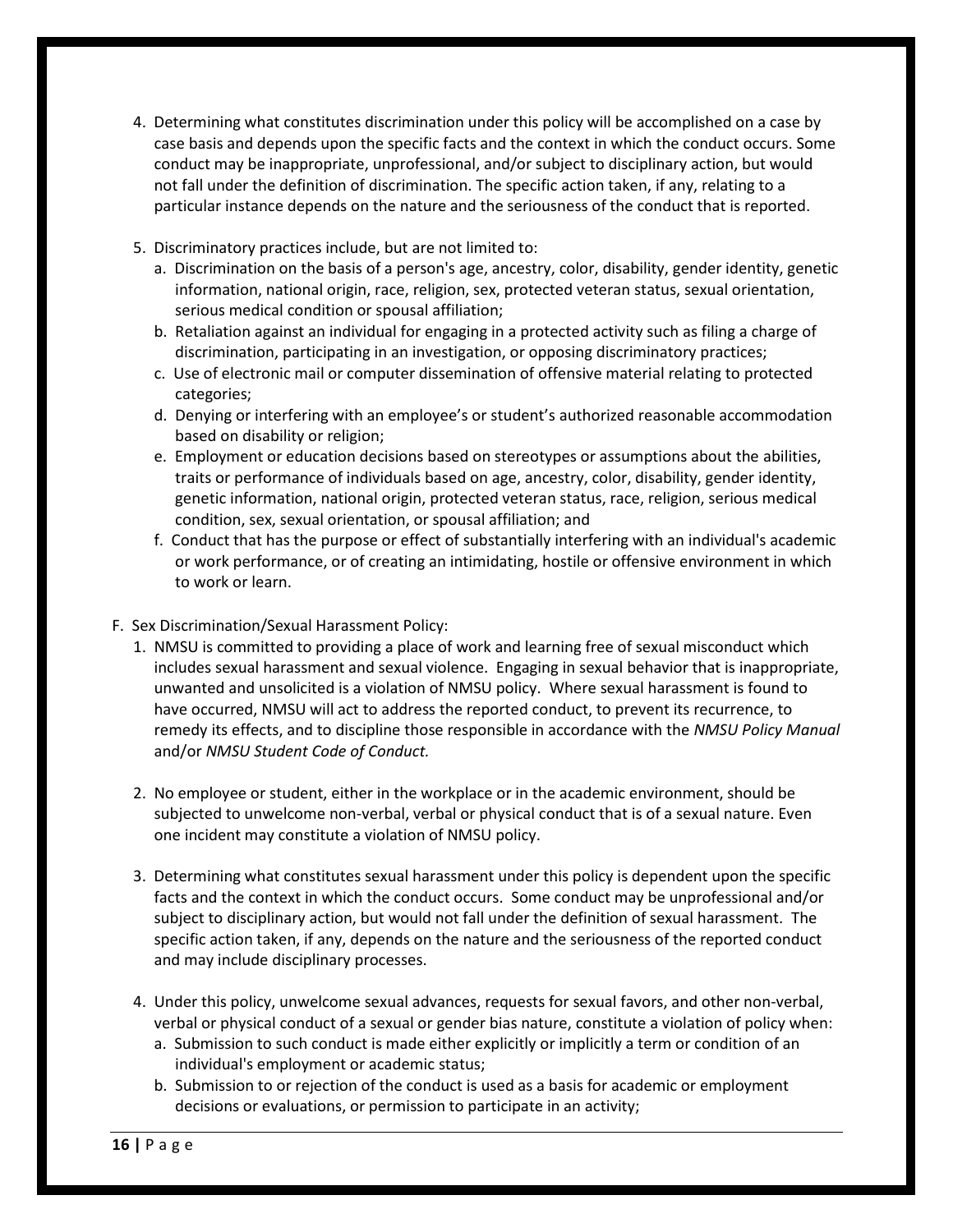4. Determining what constitutes discrimination under this policy will be accomplished on a case by case basis and depends upon the specific facts and the context in which the conduct occurs. Some conduct may be inappropriate, unprofessional, and/or subject to disciplinary action, but would not fall under the definition of discrimination. The specific action taken, if any, relating to a particular instance depends on the nature and the seriousness of the conduct that is reported.

5. Discriminatory practices include, but are not limited to:
   a. Discrimination on the basis of a person's age, ancestry, color, disability, gender identity, genetic information, national origin, race, religion, sex, protected veteran status, sexual orientation, serious medical condition or spousal affiliation;
   b. Retaliation against an individual for engaging in a protected activity such as filing a charge of discrimination, participating in an investigation, or opposing discriminatory practices;
   c. Use of electronic mail or computer dissemination of offensive material relating to protected categories;
   d. Denying or interfering with an employee's or student's authorized reasonable accommodation based on disability or religion;
   e. Employment or education decisions based on stereotypes or assumptions about the abilities, traits or performance of individuals based on age, ancestry, color, disability, gender identity, genetic information, national origin, protected veteran status, race, religion, serious medical condition, sex, sexual orientation, or spousal affiliation; and
   f. Conduct that has the purpose or effect of substantially interfering with an individual's academic or work performance, or of creating an intimidating, hostile or offensive environment in which to work or learn.

F. Sex Discrimination/Sexual Harassment Policy:

1. NMSU is committed to providing a place of work and learning free of sexual misconduct which includes sexual harassment and sexual violence. Engaging in sexual behavior that is inappropriate, unwanted and unsolicited is a violation of NMSU policy. Where sexual harassment is found to have occurred, NMSU will act to address the reported conduct, to prevent its recurrence, to remedy its effects, and to discipline those responsible in accordance with the *NMSU Policy Manual* and/or *NMSU Student Code of Conduct.*

2. No employee or student, either in the workplace or in the academic environment, should be subjected to unwelcome non-verbal, verbal or physical conduct that is of a sexual nature. Even one incident may constitute a violation of NMSU policy.

3. Determining what constitutes sexual harassment under this policy is dependent upon the specific facts and the context in which the conduct occurs. Some conduct may be unprofessional and/or subject to disciplinary action, but would not fall under the definition of sexual harassment. The specific action taken, if any, depends on the nature and the seriousness of the reported conduct and may include disciplinary processes.

4. Under this policy, unwelcome sexual advances, requests for sexual favors, and other non-verbal, verbal or physical conduct of a sexual or gender bias nature, constitute a violation of policy when:
   a. Submission to such conduct is made either explicitly or implicitly a term or condition of an individual's employment or academic status;
   b. Submission to or rejection of the conduct is used as a basis for academic or employment decisions or evaluations, or permission to participate in an activity;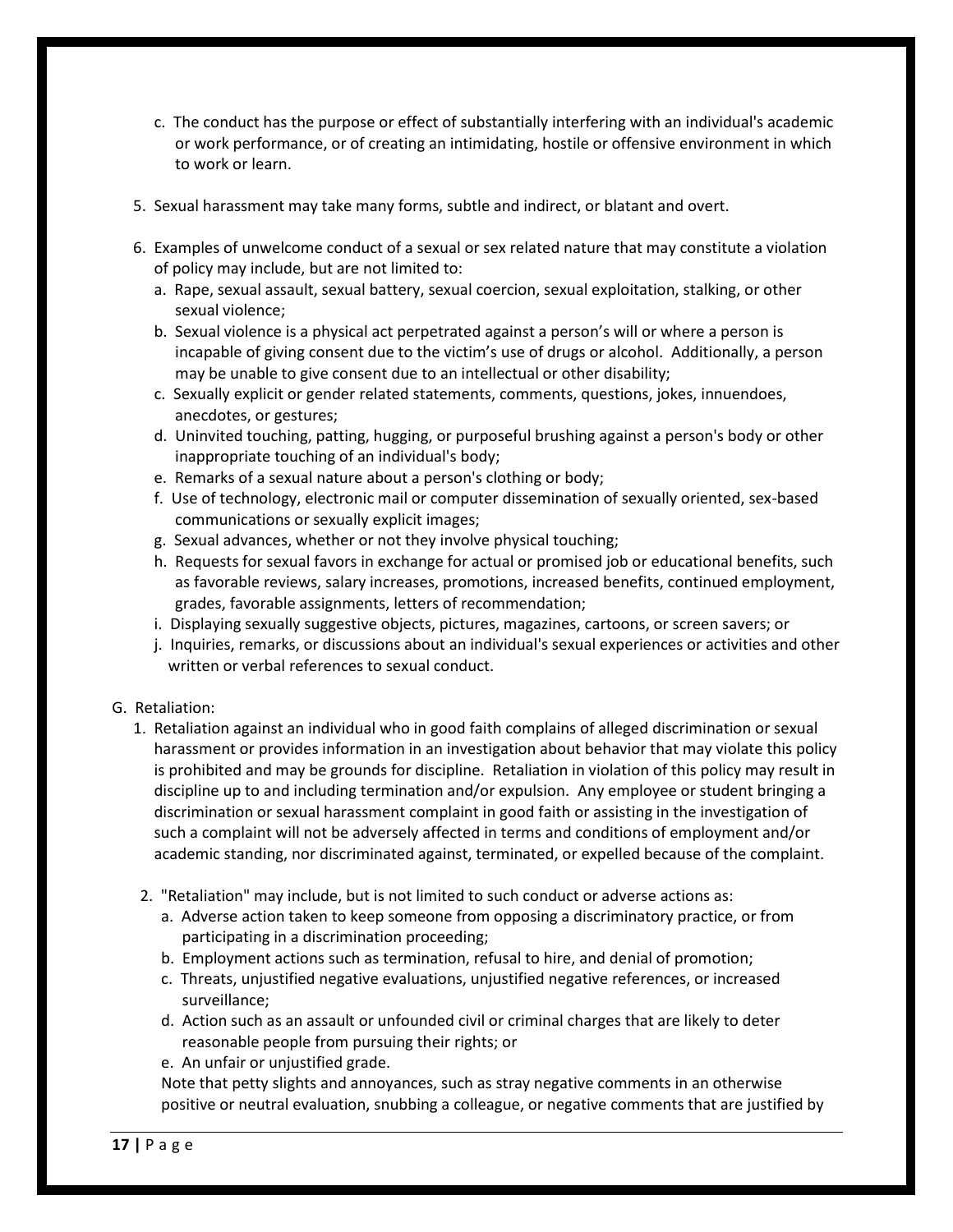c. The conduct has the purpose or effect of substantially interfering with an individual's academic or work performance, or of creating an intimidating, hostile or offensive environment in which to work or learn.

5. Sexual harassment may take many forms, subtle and indirect, or blatant and overt.

6. Examples of unwelcome conduct of a sexual or sex related nature that may constitute a violation of policy may include, but are not limited to:
   a. Rape, sexual assault, sexual battery, sexual coercion, sexual exploitation, stalking, or other sexual violence;
   b. Sexual violence is a physical act perpetrated against a person's will or where a person is incapable of giving consent due to the victim's use of drugs or alcohol. Additionally, a person may be unable to give consent due to an intellectual or other disability;
   c. Sexually explicit or gender related statements, comments, questions, jokes, innuendoes, anecdotes, or gestures;
   d. Uninvited touching, patting, hugging, or purposeful brushing against a person's body or other inappropriate touching of an individual's body;
   e. Remarks of a sexual nature about a person's clothing or body;
   f. Use of technology, electronic mail or computer dissemination of sexually oriented, sex-based communications or sexually explicit images;
   g. Sexual advances, whether or not they involve physical touching;
   h. Requests for sexual favors in exchange for actual or promised job or educational benefits, such as favorable reviews, salary increases, promotions, increased benefits, continued employment, grades, favorable assignments, letters of recommendation;
   i. Displaying sexually suggestive objects, pictures, magazines, cartoons, or screen savers; or
   j. Inquiries, remarks, or discussions about an individual's sexual experiences or activities and other written or verbal references to sexual conduct.

G. Retaliation:

1. Retaliation against an individual who in good faith complains of alleged discrimination or sexual harassment or provides information in an investigation about behavior that may violate this policy is prohibited and may be grounds for discipline. Retaliation in violation of this policy may result in discipline up to and including termination and/or expulsion. Any employee or student bringing a discrimination or sexual harassment complaint in good faith or assisting in the investigation of such a complaint will not be adversely affected in terms and conditions of employment and/or academic standing, nor discriminated against, terminated, or expelled because of the complaint.

2. "Retaliation" may include, but is not limited to such conduct or adverse actions as:
   a. Adverse action taken to keep someone from opposing a discriminatory practice, or from participating in a discrimination proceeding;
   b. Employment actions such as termination, refusal to hire, and denial of promotion;
   c. Threats, unjustified negative evaluations, unjustified negative references, or increased surveillance;
   d. Action such as an assault or unfounded civil or criminal charges that are likely to deter reasonable people from pursuing their rights; or
   e. An unfair or unjustified grade.

   Note that petty slights and annoyances, such as stray negative comments in an otherwise positive or neutral evaluation, snubbing a colleague, or negative comments that are justified by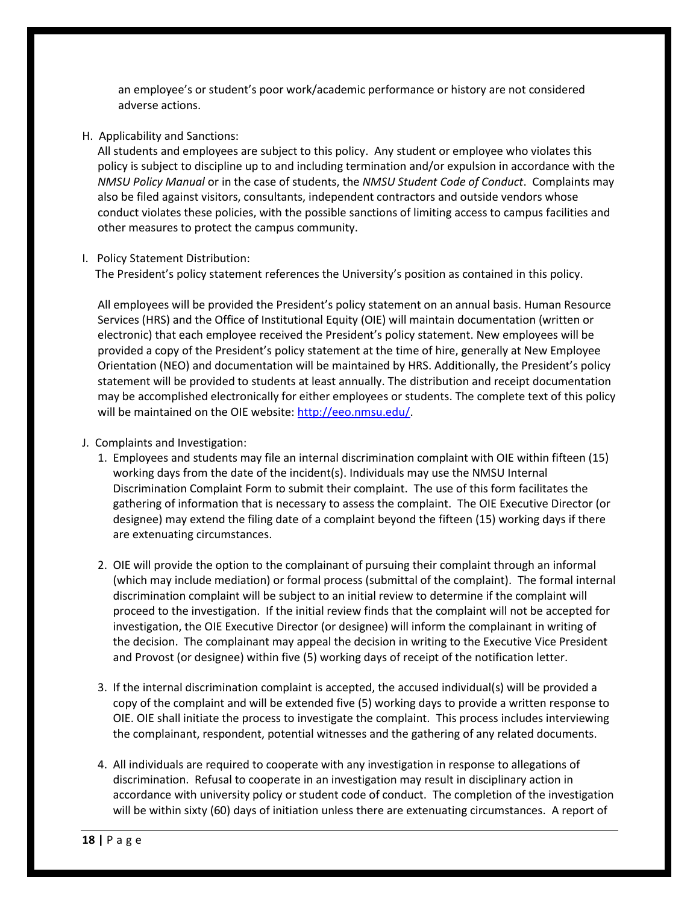an employee's or student's poor work/academic performance or history are not considered adverse actions.

H. Applicability and Sanctions:

All students and employees are subject to this policy. Any student or employee who violates this policy is subject to discipline up to and including termination and/or expulsion in accordance with the *NMSU Policy Manual* or in the case of students, the *NMSU Student Code of Conduct*. Complaints may also be filed against visitors, consultants, independent contractors and outside vendors whose conduct violates these policies, with the possible sanctions of limiting access to campus facilities and other measures to protect the campus community.

I. Policy Statement Distribution:

The President's policy statement references the University's position as contained in this policy.

All employees will be provided the President's policy statement on an annual basis. Human Resource Services (HRS) and the Office of Institutional Equity (OIE) will maintain documentation (written or electronic) that each employee received the President's policy statement. New employees will be provided a copy of the President's policy statement at the time of hire, generally at New Employee Orientation (NEO) and documentation will be maintained by HRS. Additionally, the President's policy statement will be provided to students at least annually. The distribution and receipt documentation may be accomplished electronically for either employees or students. The complete text of this policy will be maintained on the OIE website: [http://eeo.nmsu.edu/](http://eeo.nmsu.edu/).

J. Complaints and Investigation:

1. Employees and students may file an internal discrimination complaint with OIE within fifteen (15) working days from the date of the incident(s). Individuals may use the NMSU Internal Discrimination Complaint Form to submit their complaint. The use of this form facilitates the gathering of information that is necessary to assess the complaint. The OIE Executive Director (or designee) may extend the filing date of a complaint beyond the fifteen (15) working days if there are extenuating circumstances.

2. OIE will provide the option to the complainant of pursuing their complaint through an informal (which may include mediation) or formal process (submittal of the complaint). The formal internal discrimination complaint will be subject to an initial review to determine if the complaint will proceed to the investigation. If the initial review finds that the complaint will not be accepted for investigation, the OIE Executive Director (or designee) will inform the complainant in writing of the decision. The complainant may appeal the decision in writing to the Executive Vice President and Provost (or designee) within five (5) working days of receipt of the notification letter.

3. If the internal discrimination complaint is accepted, the accused individual(s) will be provided a copy of the complaint and will be extended five (5) working days to provide a written response to OIE. OIE shall initiate the process to investigate the complaint. This process includes interviewing the complainant, respondent, potential witnesses and the gathering of any related documents.

4. All individuals are required to cooperate with any investigation in response to allegations of discrimination. Refusal to cooperate in an investigation may result in disciplinary action in accordance with university policy or student code of conduct. The completion of the investigation will be within sixty (60) days of initiation unless there are extenuating circumstances. A report of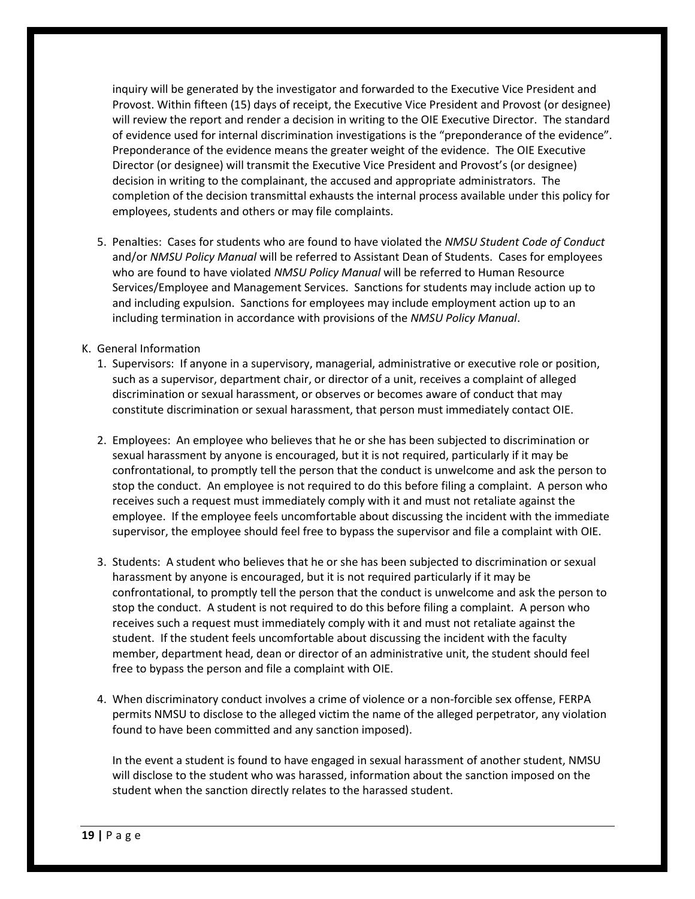inquiry will be generated by the investigator and forwarded to the Executive Vice President and Provost. Within fifteen (15) days of receipt, the Executive Vice President and Provost (or designee) will review the report and render a decision in writing to the OIE Executive Director. The standard of evidence used for internal discrimination investigations is the "preponderance of the evidence". Preponderance of the evidence means the greater weight of the evidence. The OIE Executive Director (or designee) will transmit the Executive Vice President and Provost's (or designee) decision in writing to the complainant, the accused and appropriate administrators. The completion of the decision transmittal exhausts the internal process available under this policy for employees, students and others or may file complaints.

5. Penalties: Cases for students who are found to have violated the *NMSU Student Code of Conduct* and/or *NMSU Policy Manual* will be referred to Assistant Dean of Students. Cases for employees who are found to have violated *NMSU Policy Manual* will be referred to Human Resource Services/Employee and Management Services. Sanctions for students may include action up to and including expulsion. Sanctions for employees may include employment action up to an including termination in accordance with provisions of the *NMSU Policy Manual*.

K. General Information

1. Supervisors: If anyone in a supervisory, managerial, administrative or executive role or position, such as a supervisor, department chair, or director of a unit, receives a complaint of alleged discrimination or sexual harassment, or observes or becomes aware of conduct that may constitute discrimination or sexual harassment, that person must immediately contact OIE.

2. Employees: An employee who believes that he or she has been subjected to discrimination or sexual harassment by anyone is encouraged, but it is not required, particularly if it may be confrontational, to promptly tell the person that the conduct is unwelcome and ask the person to stop the conduct. An employee is not required to do this before filing a complaint. A person who receives such a request must immediately comply with it and must not retaliate against the employee. If the employee feels uncomfortable about discussing the incident with the immediate supervisor, the employee should feel free to bypass the supervisor and file a complaint with OIE.

3. Students: A student who believes that he or she has been subjected to discrimination or sexual harassment by anyone is encouraged, but it is not required particularly if it may be confrontational, to promptly tell the person that the conduct is unwelcome and ask the person to stop the conduct. A student is not required to do this before filing a complaint. A person who receives such a request must immediately comply with it and must not retaliate against the student. If the student feels uncomfortable about discussing the incident with the faculty member, department head, dean or director of an administrative unit, the student should feel free to bypass the person and file a complaint with OIE.

4. When discriminatory conduct involves a crime of violence or a non-forcible sex offense, FERPA permits NMSU to disclose to the alleged victim the name of the alleged perpetrator, any violation found to have been committed and any sanction imposed).

   In the event a student is found to have engaged in sexual harassment of another student, NMSU will disclose to the student who was harassed, information about the sanction imposed on the student when the sanction directly relates to the harassed student.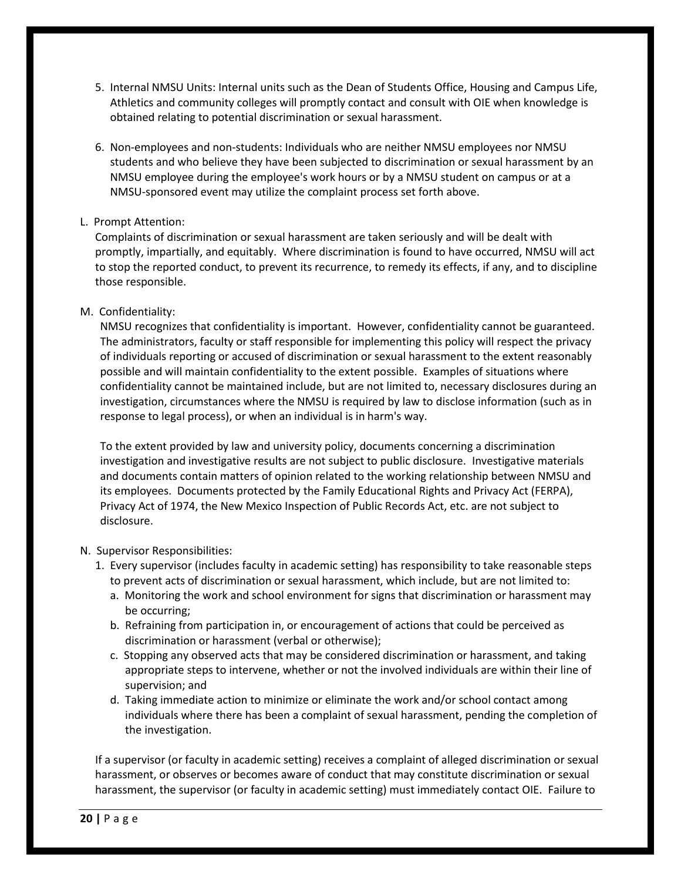5. Internal NMSU Units: Internal units such as the Dean of Students Office, Housing and Campus Life, Athletics and community colleges will promptly contact and consult with OIE when knowledge is obtained relating to potential discrimination or sexual harassment.

6. Non-employees and non-students: Individuals who are neither NMSU employees nor NMSU students and who believe they have been subjected to discrimination or sexual harassment by an NMSU employee during the employee's work hours or by a NMSU student on campus or at a NMSU-sponsored event may utilize the complaint process set forth above.

L. Prompt Attention:

Complaints of discrimination or sexual harassment are taken seriously and will be dealt with promptly, impartially, and equitably. Where discrimination is found to have occurred, NMSU will act to stop the reported conduct, to prevent its recurrence, to remedy its effects, if any, and to discipline those responsible.

M. Confidentiality:

NMSU recognizes that confidentiality is important. However, confidentiality cannot be guaranteed. The administrators, faculty or staff responsible for implementing this policy will respect the privacy of individuals reporting or accused of discrimination or sexual harassment to the extent reasonably possible and will maintain confidentiality to the extent possible. Examples of situations where confidentiality cannot be maintained include, but are not limited to, necessary disclosures during an investigation, circumstances where the NMSU is required by law to disclose information (such as in response to legal process), or when an individual is in harm's way.

To the extent provided by law and university policy, documents concerning a discrimination investigation and investigative results are not subject to public disclosure. Investigative materials and documents contain matters of opinion related to the working relationship between NMSU and its employees. Documents protected by the Family Educational Rights and Privacy Act (FERPA), Privacy Act of 1974, the New Mexico Inspection of Public Records Act, etc. are not subject to disclosure.

N. Supervisor Responsibilities:

1. Every supervisor (includes faculty in academic setting) has responsibility to take reasonable steps to prevent acts of discrimination or sexual harassment, which include, but are not limited to:
   a. Monitoring the work and school environment for signs that discrimination or harassment may be occurring;
   b. Refraining from participation in, or encouragement of actions that could be perceived as discrimination or harassment (verbal or otherwise);
   c. Stopping any observed acts that may be considered discrimination or harassment, and taking appropriate steps to intervene, whether or not the involved individuals are within their line of supervision; and
   d. Taking immediate action to minimize or eliminate the work and/or school contact among individuals where there has been a complaint of sexual harassment, pending the completion of the investigation.

If a supervisor (or faculty in academic setting) receives a complaint of alleged discrimination or sexual harassment, or observes or becomes aware of conduct that may constitute discrimination or sexual harassment, the supervisor (or faculty in academic setting) must immediately contact OIE. Failure to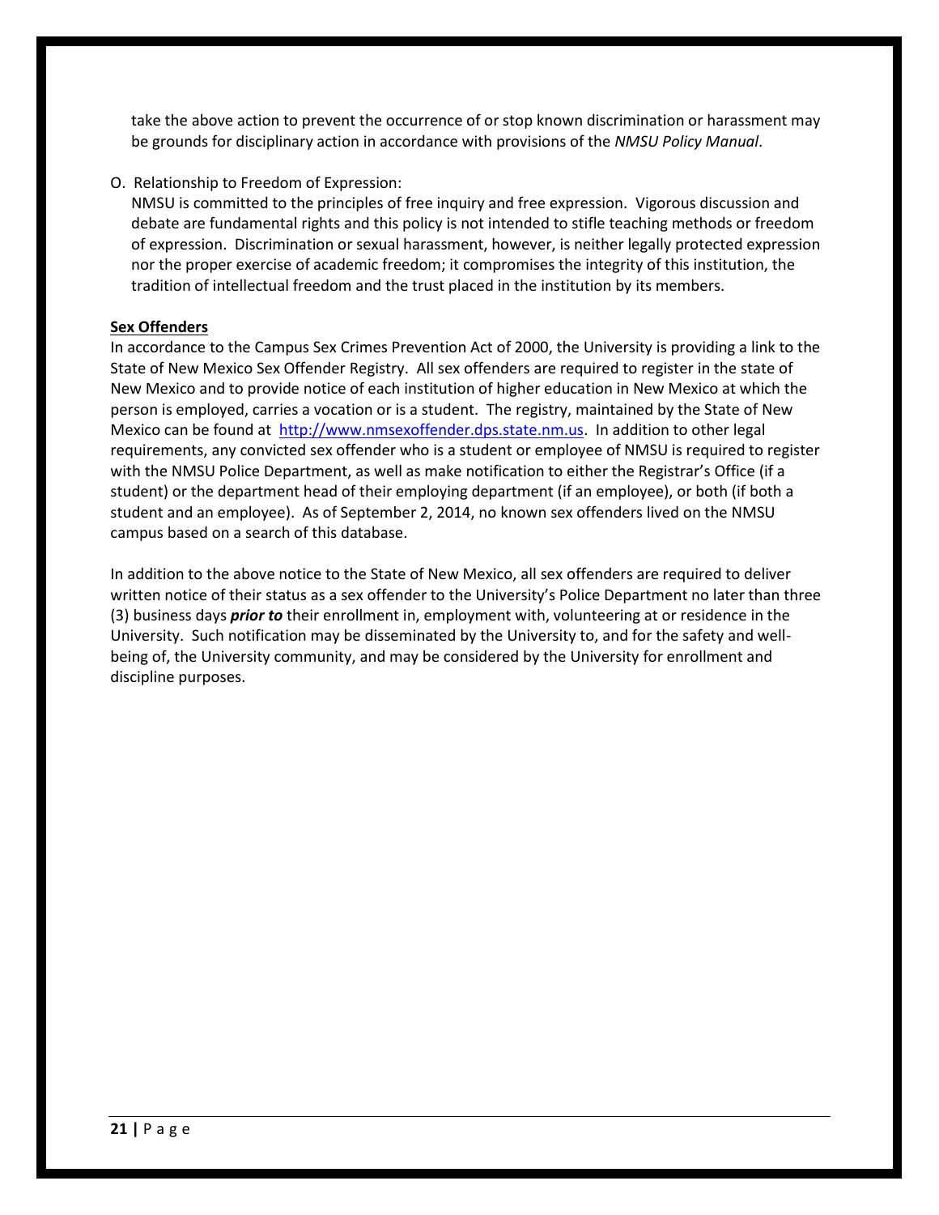take the above action to prevent the occurrence of or stop known discrimination or harassment may be grounds for disciplinary action in accordance with provisions of the *NMSU Policy Manual*.

O. Relationship to Freedom of Expression:
NMSU is committed to the principles of free inquiry and free expression. Vigorous discussion and debate are fundamental rights and this policy is not intended to stifle teaching methods or freedom of expression. Discrimination or sexual harassment, however, is neither legally protected expression nor the proper exercise of academic freedom; it compromises the integrity of this institution, the tradition of intellectual freedom and the trust placed in the institution by its members.

**Sex Offenders**

In accordance to the Campus Sex Crimes Prevention Act of 2000, the University is providing a link to the State of New Mexico Sex Offender Registry. All sex offenders are required to register in the state of New Mexico and to provide notice of each institution of higher education in New Mexico at which the person is employed, carries a vocation or is a student. The registry, maintained by the State of New Mexico can be found at http://www.nmsexoffender.dps.state.nm.us. In addition to other legal requirements, any convicted sex offender who is a student or employee of NMSU is required to register with the NMSU Police Department, as well as make notification to either the Registrar's Office (if a student) or the department head of their employing department (if an employee), or both (if both a student and an employee). As of September 2, 2014, no known sex offenders lived on the NMSU campus based on a search of this database.

In addition to the above notice to the State of New Mexico, all sex offenders are required to deliver written notice of their status as a sex offender to the University's Police Department no later than three (3) business days ***prior to*** their enrollment in, employment with, volunteering at or residence in the University. Such notification may be disseminated by the University to, and for the safety and well-being of, the University community, and may be considered by the University for enrollment and discipline purposes.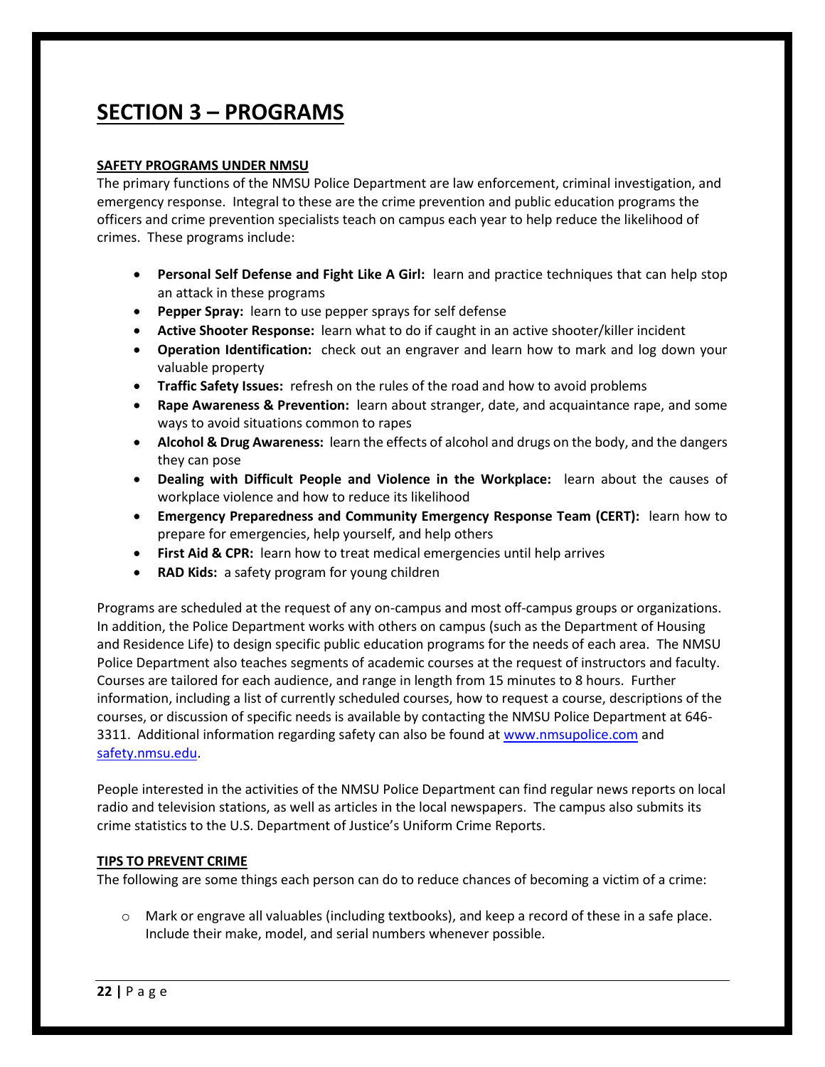# SECTION 3 – PROGRAMS

## SAFETY PROGRAMS UNDER NMSU

The primary functions of the NMSU Police Department are law enforcement, criminal investigation, and emergency response. Integral to these are the crime prevention and public education programs the officers and crime prevention specialists teach on campus each year to help reduce the likelihood of crimes. These programs include:

- **Personal Self Defense and Fight Like A Girl:** learn and practice techniques that can help stop an attack in these programs
- **Pepper Spray:** learn to use pepper sprays for self defense
- **Active Shooter Response:** learn what to do if caught in an active shooter/killer incident
- **Operation Identification:** check out an engraver and learn how to mark and log down your valuable property
- **Traffic Safety Issues:** refresh on the rules of the road and how to avoid problems
- **Rape Awareness & Prevention:** learn about stranger, date, and acquaintance rape, and some ways to avoid situations common to rapes
- **Alcohol & Drug Awareness:** learn the effects of alcohol and drugs on the body, and the dangers they can pose
- **Dealing with Difficult People and Violence in the Workplace:** learn about the causes of workplace violence and how to reduce its likelihood
- **Emergency Preparedness and Community Emergency Response Team (CERT):** learn how to prepare for emergencies, help yourself, and help others
- **First Aid & CPR:** learn how to treat medical emergencies until help arrives
- **RAD Kids:** a safety program for young children

Programs are scheduled at the request of any on-campus and most off-campus groups or organizations. In addition, the Police Department works with others on campus (such as the Department of Housing and Residence Life) to design specific public education programs for the needs of each area. The NMSU Police Department also teaches segments of academic courses at the request of instructors and faculty. Courses are tailored for each audience, and range in length from 15 minutes to 8 hours. Further information, including a list of currently scheduled courses, how to request a course, descriptions of the courses, or discussion of specific needs is available by contacting the NMSU Police Department at 646-3311. Additional information regarding safety can also be found at www.nmsupolice.com and safety.nmsu.edu.

People interested in the activities of the NMSU Police Department can find regular news reports on local radio and television stations, as well as articles in the local newspapers. The campus also submits its crime statistics to the U.S. Department of Justice's Uniform Crime Reports.

## TIPS TO PREVENT CRIME

The following are some things each person can do to reduce chances of becoming a victim of a crime:

- Mark or engrave all valuables (including textbooks), and keep a record of these in a safe place. Include their make, model, and serial numbers whenever possible.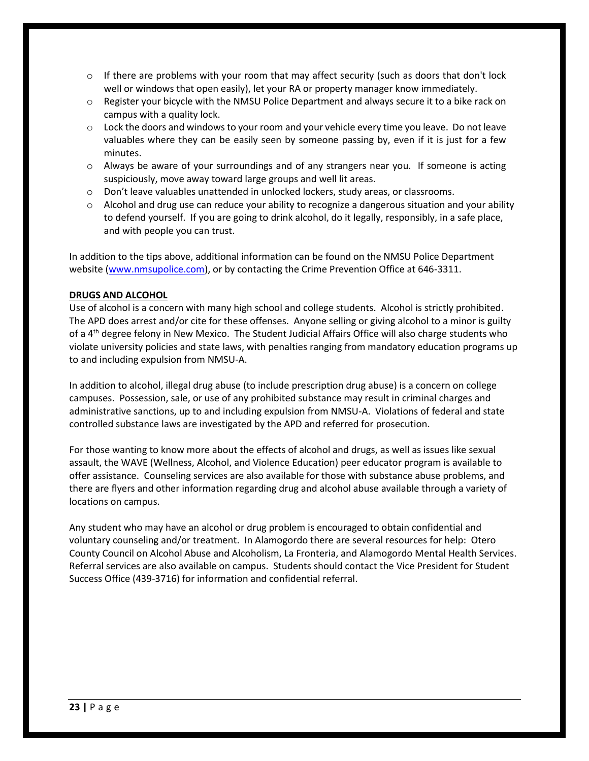- If there are problems with your room that may affect security (such as doors that don't lock well or windows that open easily), let your RA or property manager know immediately.
- Register your bicycle with the NMSU Police Department and always secure it to a bike rack on campus with a quality lock.
- Lock the doors and windows to your room and your vehicle every time you leave. Do not leave valuables where they can be easily seen by someone passing by, even if it is just for a few minutes.
- Always be aware of your surroundings and of any strangers near you. If someone is acting suspiciously, move away toward large groups and well lit areas.
- Don't leave valuables unattended in unlocked lockers, study areas, or classrooms.
- Alcohol and drug use can reduce your ability to recognize a dangerous situation and your ability to defend yourself. If you are going to drink alcohol, do it legally, responsibly, in a safe place, and with people you can trust.

In addition to the tips above, additional information can be found on the NMSU Police Department website (www.nmsupolice.com), or by contacting the Crime Prevention Office at 646-3311.

**DRUGS AND ALCOHOL**

Use of alcohol is a concern with many high school and college students. Alcohol is strictly prohibited. The APD does arrest and/or cite for these offenses. Anyone selling or giving alcohol to a minor is guilty of a 4th degree felony in New Mexico. The Student Judicial Affairs Office will also charge students who violate university policies and state laws, with penalties ranging from mandatory education programs up to and including expulsion from NMSU-A.

In addition to alcohol, illegal drug abuse (to include prescription drug abuse) is a concern on college campuses. Possession, sale, or use of any prohibited substance may result in criminal charges and administrative sanctions, up to and including expulsion from NMSU-A. Violations of federal and state controlled substance laws are investigated by the APD and referred for prosecution.

For those wanting to know more about the effects of alcohol and drugs, as well as issues like sexual assault, the WAVE (Wellness, Alcohol, and Violence Education) peer educator program is available to offer assistance. Counseling services are also available for those with substance abuse problems, and there are flyers and other information regarding drug and alcohol abuse available through a variety of locations on campus.

Any student who may have an alcohol or drug problem is encouraged to obtain confidential and voluntary counseling and/or treatment. In Alamogordo there are several resources for help: Otero County Council on Alcohol Abuse and Alcoholism, La Fronteria, and Alamogordo Mental Health Services. Referral services are also available on campus. Students should contact the Vice President for Student Success Office (439-3716) for information and confidential referral.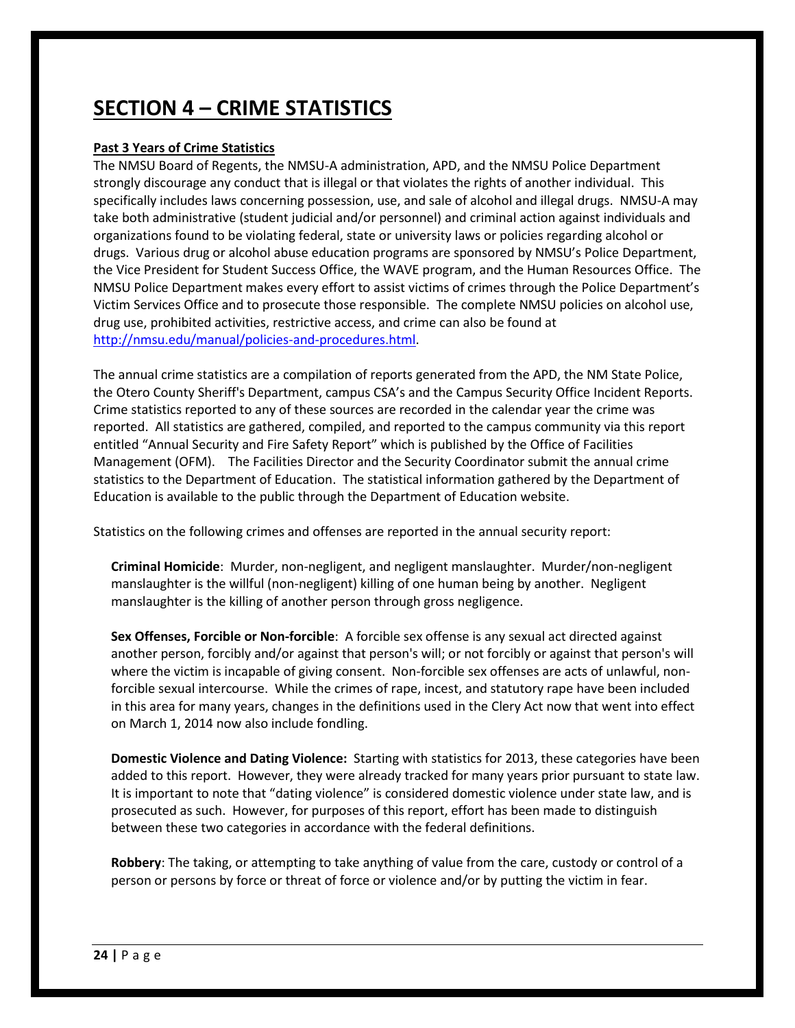# SECTION 4 – CRIME STATISTICS

**Past 3 Years of Crime Statistics**

The NMSU Board of Regents, the NMSU-A administration, APD, and the NMSU Police Department strongly discourage any conduct that is illegal or that violates the rights of another individual. This specifically includes laws concerning possession, use, and sale of alcohol and illegal drugs. NMSU-A may take both administrative (student judicial and/or personnel) and criminal action against individuals and organizations found to be violating federal, state or university laws or policies regarding alcohol or drugs. Various drug or alcohol abuse education programs are sponsored by NMSU's Police Department, the Vice President for Student Success Office, the WAVE program, and the Human Resources Office. The NMSU Police Department makes every effort to assist victims of crimes through the Police Department's Victim Services Office and to prosecute those responsible. The complete NMSU policies on alcohol use, drug use, prohibited activities, restrictive access, and crime can also be found at http://nmsu.edu/manual/policies-and-procedures.html.

The annual crime statistics are a compilation of reports generated from the APD, the NM State Police, the Otero County Sheriff's Department, campus CSA's and the Campus Security Office Incident Reports. Crime statistics reported to any of these sources are recorded in the calendar year the crime was reported. All statistics are gathered, compiled, and reported to the campus community via this report entitled "Annual Security and Fire Safety Report" which is published by the Office of Facilities Management (OFM). The Facilities Director and the Security Coordinator submit the annual crime statistics to the Department of Education. The statistical information gathered by the Department of Education is available to the public through the Department of Education website.

Statistics on the following crimes and offenses are reported in the annual security report:

**Criminal Homicide**: Murder, non-negligent, and negligent manslaughter. Murder/non-negligent manslaughter is the willful (non-negligent) killing of one human being by another. Negligent manslaughter is the killing of another person through gross negligence.

**Sex Offenses, Forcible or Non-forcible**: A forcible sex offense is any sexual act directed against another person, forcibly and/or against that person's will; or not forcibly or against that person's will where the victim is incapable of giving consent. Non-forcible sex offenses are acts of unlawful, non-forcible sexual intercourse. While the crimes of rape, incest, and statutory rape have been included in this area for many years, changes in the definitions used in the Clery Act now that went into effect on March 1, 2014 now also include fondling.

**Domestic Violence and Dating Violence:** Starting with statistics for 2013, these categories have been added to this report. However, they were already tracked for many years prior pursuant to state law. It is important to note that "dating violence" is considered domestic violence under state law, and is prosecuted as such. However, for purposes of this report, effort has been made to distinguish between these two categories in accordance with the federal definitions.

**Robbery**: The taking, or attempting to take anything of value from the care, custody or control of a person or persons by force or threat of force or violence and/or by putting the victim in fear.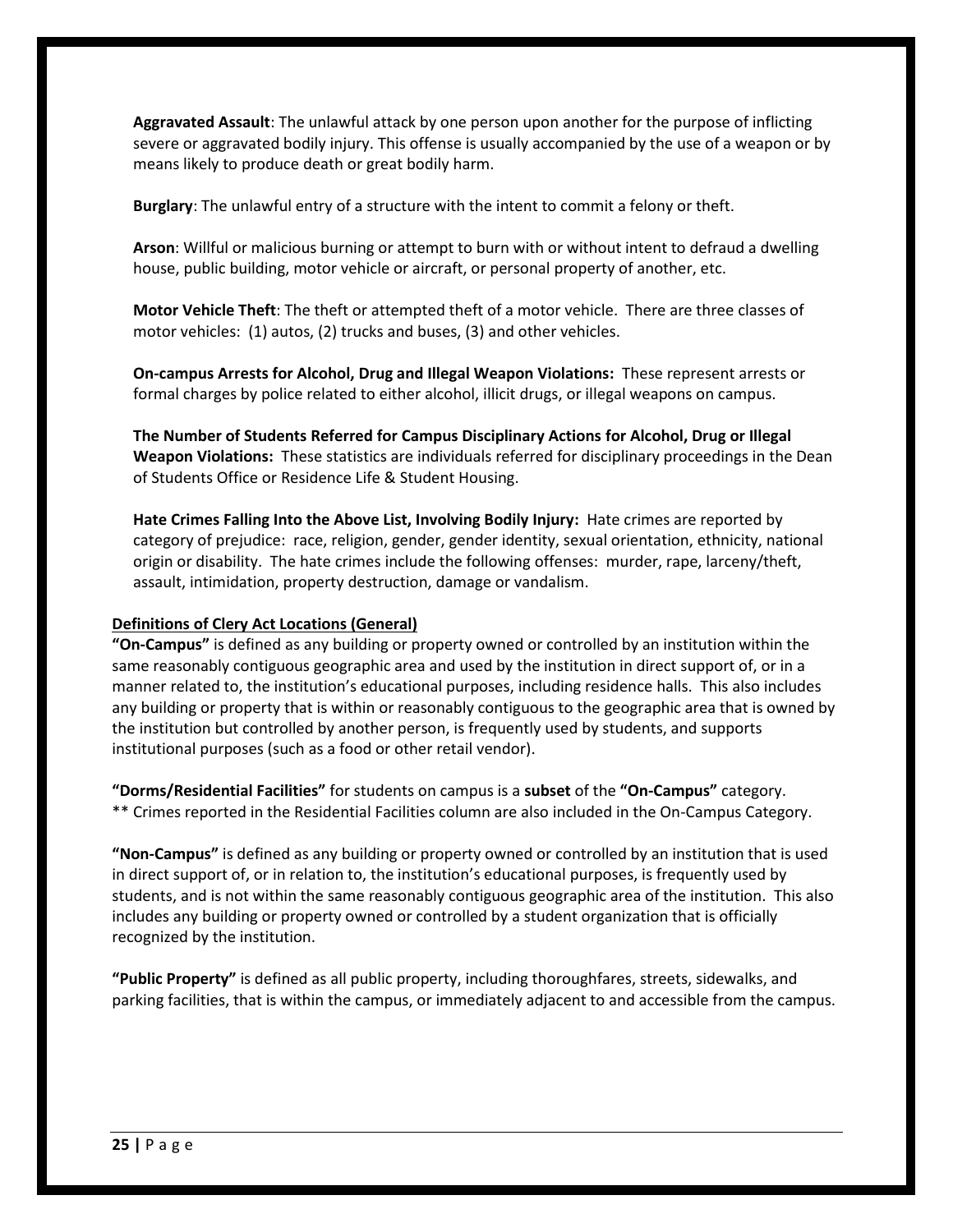**Aggravated Assault**: The unlawful attack by one person upon another for the purpose of inflicting severe or aggravated bodily injury. This offense is usually accompanied by the use of a weapon or by means likely to produce death or great bodily harm.

**Burglary**: The unlawful entry of a structure with the intent to commit a felony or theft.

**Arson**: Willful or malicious burning or attempt to burn with or without intent to defraud a dwelling house, public building, motor vehicle or aircraft, or personal property of another, etc.

**Motor Vehicle Theft**: The theft or attempted theft of a motor vehicle. There are three classes of motor vehicles: (1) autos, (2) trucks and buses, (3) and other vehicles.

**On-campus Arrests for Alcohol, Drug and Illegal Weapon Violations:** These represent arrests or formal charges by police related to either alcohol, illicit drugs, or illegal weapons on campus.

**The Number of Students Referred for Campus Disciplinary Actions for Alcohol, Drug or Illegal Weapon Violations:** These statistics are individuals referred for disciplinary proceedings in the Dean of Students Office or Residence Life & Student Housing.

**Hate Crimes Falling Into the Above List, Involving Bodily Injury:** Hate crimes are reported by category of prejudice: race, religion, gender, gender identity, sexual orientation, ethnicity, national origin or disability. The hate crimes include the following offenses: murder, rape, larceny/theft, assault, intimidation, property destruction, damage or vandalism.

**Definitions of Clery Act Locations (General)**

**"On-Campus"** is defined as any building or property owned or controlled by an institution within the same reasonably contiguous geographic area and used by the institution in direct support of, or in a manner related to, the institution's educational purposes, including residence halls. This also includes any building or property that is within or reasonably contiguous to the geographic area that is owned by the institution but controlled by another person, is frequently used by students, and supports institutional purposes (such as a food or other retail vendor).

**"Dorms/Residential Facilities"** for students on campus is a **subset** of the **"On-Campus"** category.
** Crimes reported in the Residential Facilities column are also included in the On-Campus Category.

**"Non-Campus"** is defined as any building or property owned or controlled by an institution that is used in direct support of, or in relation to, the institution's educational purposes, is frequently used by students, and is not within the same reasonably contiguous geographic area of the institution. This also includes any building or property owned or controlled by a student organization that is officially recognized by the institution.

**"Public Property"** is defined as all public property, including thoroughfares, streets, sidewalks, and parking facilities, that is within the campus, or immediately adjacent to and accessible from the campus.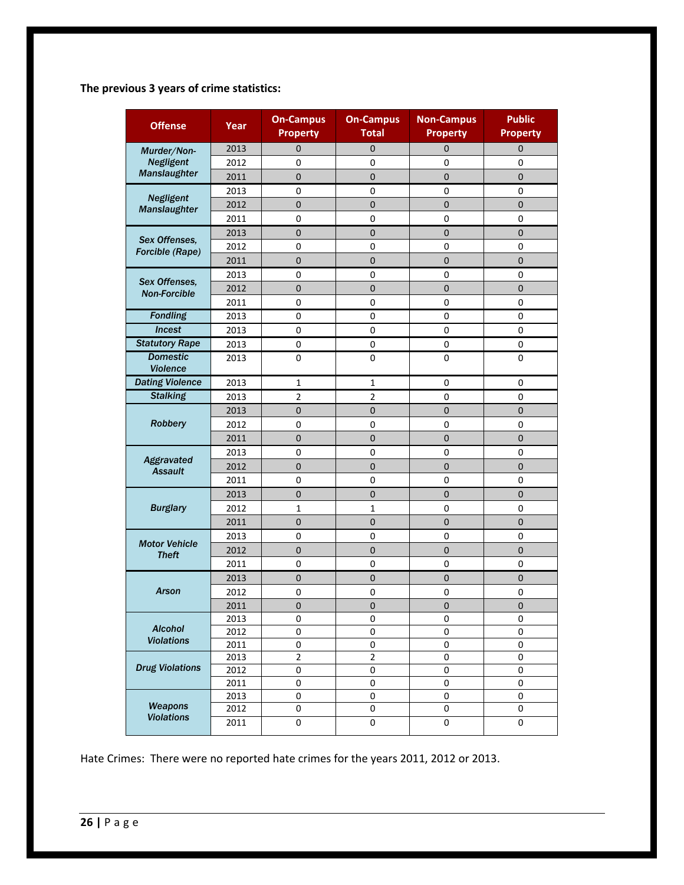**The previous 3 years of crime statistics:**

| Offense | Year | On-Campus Property | On-Campus Total | Non-Campus Property | Public Property |
|---|---|---|---|---|---|
| *Murder/Non-Negligent Manslaughter* | 2013 | 0 | 0 | 0 | 0 |
| | 2012 | 0 | 0 | 0 | 0 |
| | 2011 | 0 | 0 | 0 | 0 |
| *Negligent Manslaughter* | 2013 | 0 | 0 | 0 | 0 |
| | 2012 | 0 | 0 | 0 | 0 |
| | 2011 | 0 | 0 | 0 | 0 |
| *Sex Offenses, Forcible (Rape)* | 2013 | 0 | 0 | 0 | 0 |
| | 2012 | 0 | 0 | 0 | 0 |
| | 2011 | 0 | 0 | 0 | 0 |
| *Sex Offenses, Non-Forcible* | 2013 | 0 | 0 | 0 | 0 |
| | 2012 | 0 | 0 | 0 | 0 |
| | 2011 | 0 | 0 | 0 | 0 |
| *Fondling* | 2013 | 0 | 0 | 0 | 0 |
| *Incest* | 2013 | 0 | 0 | 0 | 0 |
| *Statutory Rape* | 2013 | 0 | 0 | 0 | 0 |
| *Domestic Violence* | 2013 | 0 | 0 | 0 | 0 |
| *Dating Violence* | 2013 | 1 | 1 | 0 | 0 |
| *Stalking* | 2013 | 2 | 2 | 0 | 0 |
| *Robbery* | 2013 | 0 | 0 | 0 | 0 |
| | 2012 | 0 | 0 | 0 | 0 |
| | 2011 | 0 | 0 | 0 | 0 |
| *Aggravated Assault* | 2013 | 0 | 0 | 0 | 0 |
| | 2012 | 0 | 0 | 0 | 0 |
| | 2011 | 0 | 0 | 0 | 0 |
| *Burglary* | 2013 | 0 | 0 | 0 | 0 |
| | 2012 | 1 | 1 | 0 | 0 |
| | 2011 | 0 | 0 | 0 | 0 |
| *Motor Vehicle Theft* | 2013 | 0 | 0 | 0 | 0 |
| | 2012 | 0 | 0 | 0 | 0 |
| | 2011 | 0 | 0 | 0 | 0 |
| *Arson* | 2013 | 0 | 0 | 0 | 0 |
| | 2012 | 0 | 0 | 0 | 0 |
| | 2011 | 0 | 0 | 0 | 0 |
| *Alcohol Violations* | 2013 | 0 | 0 | 0 | 0 |
| | 2012 | 0 | 0 | 0 | 0 |
| | 2011 | 0 | 0 | 0 | 0 |
| *Drug Violations* | 2013 | 2 | 2 | 0 | 0 |
| | 2012 | 0 | 0 | 0 | 0 |
| | 2011 | 0 | 0 | 0 | 0 |
| *Weapons Violations* | 2013 | 0 | 0 | 0 | 0 |
| | 2012 | 0 | 0 | 0 | 0 |
| | 2011 | 0 | 0 | 0 | 0 |

Hate Crimes: There were no reported hate crimes for the years 2011, 2012 or 2013.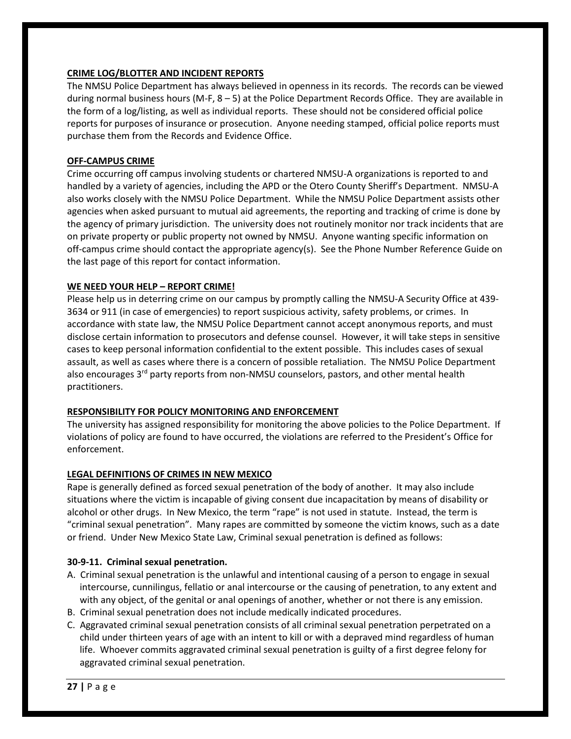## CRIME LOG/BLOTTER AND INCIDENT REPORTS

The NMSU Police Department has always believed in openness in its records. The records can be viewed during normal business hours (M-F, 8 – 5) at the Police Department Records Office. They are available in the form of a log/listing, as well as individual reports. These should not be considered official police reports for purposes of insurance or prosecution. Anyone needing stamped, official police reports must purchase them from the Records and Evidence Office.

## OFF-CAMPUS CRIME

Crime occurring off campus involving students or chartered NMSU-A organizations is reported to and handled by a variety of agencies, including the APD or the Otero County Sheriff's Department. NMSU-A also works closely with the NMSU Police Department. While the NMSU Police Department assists other agencies when asked pursuant to mutual aid agreements, the reporting and tracking of crime is done by the agency of primary jurisdiction. The university does not routinely monitor nor track incidents that are on private property or public property not owned by NMSU. Anyone wanting specific information on off-campus crime should contact the appropriate agency(s). See the Phone Number Reference Guide on the last page of this report for contact information.

## WE NEED YOUR HELP – REPORT CRIME!

Please help us in deterring crime on our campus by promptly calling the NMSU-A Security Office at 439-3634 or 911 (in case of emergencies) to report suspicious activity, safety problems, or crimes. In accordance with state law, the NMSU Police Department cannot accept anonymous reports, and must disclose certain information to prosecutors and defense counsel. However, it will take steps in sensitive cases to keep personal information confidential to the extent possible. This includes cases of sexual assault, as well as cases where there is a concern of possible retaliation. The NMSU Police Department also encourages 3rd party reports from non-NMSU counselors, pastors, and other mental health practitioners.

## RESPONSIBILITY FOR POLICY MONITORING AND ENFORCEMENT

The university has assigned responsibility for monitoring the above policies to the Police Department. If violations of policy are found to have occurred, the violations are referred to the President's Office for enforcement.

## LEGAL DEFINITIONS OF CRIMES IN NEW MEXICO

Rape is generally defined as forced sexual penetration of the body of another. It may also include situations where the victim is incapable of giving consent due incapacitation by means of disability or alcohol or other drugs. In New Mexico, the term "rape" is not used in statute. Instead, the term is "criminal sexual penetration". Many rapes are committed by someone the victim knows, such as a date or friend. Under New Mexico State Law, Criminal sexual penetration is defined as follows:

**30-9-11. Criminal sexual penetration.**

A. Criminal sexual penetration is the unlawful and intentional causing of a person to engage in sexual intercourse, cunnilingus, fellatio or anal intercourse or the causing of penetration, to any extent and with any object, of the genital or anal openings of another, whether or not there is any emission.

B. Criminal sexual penetration does not include medically indicated procedures.

C. Aggravated criminal sexual penetration consists of all criminal sexual penetration perpetrated on a child under thirteen years of age with an intent to kill or with a depraved mind regardless of human life. Whoever commits aggravated criminal sexual penetration is guilty of a first degree felony for aggravated criminal sexual penetration.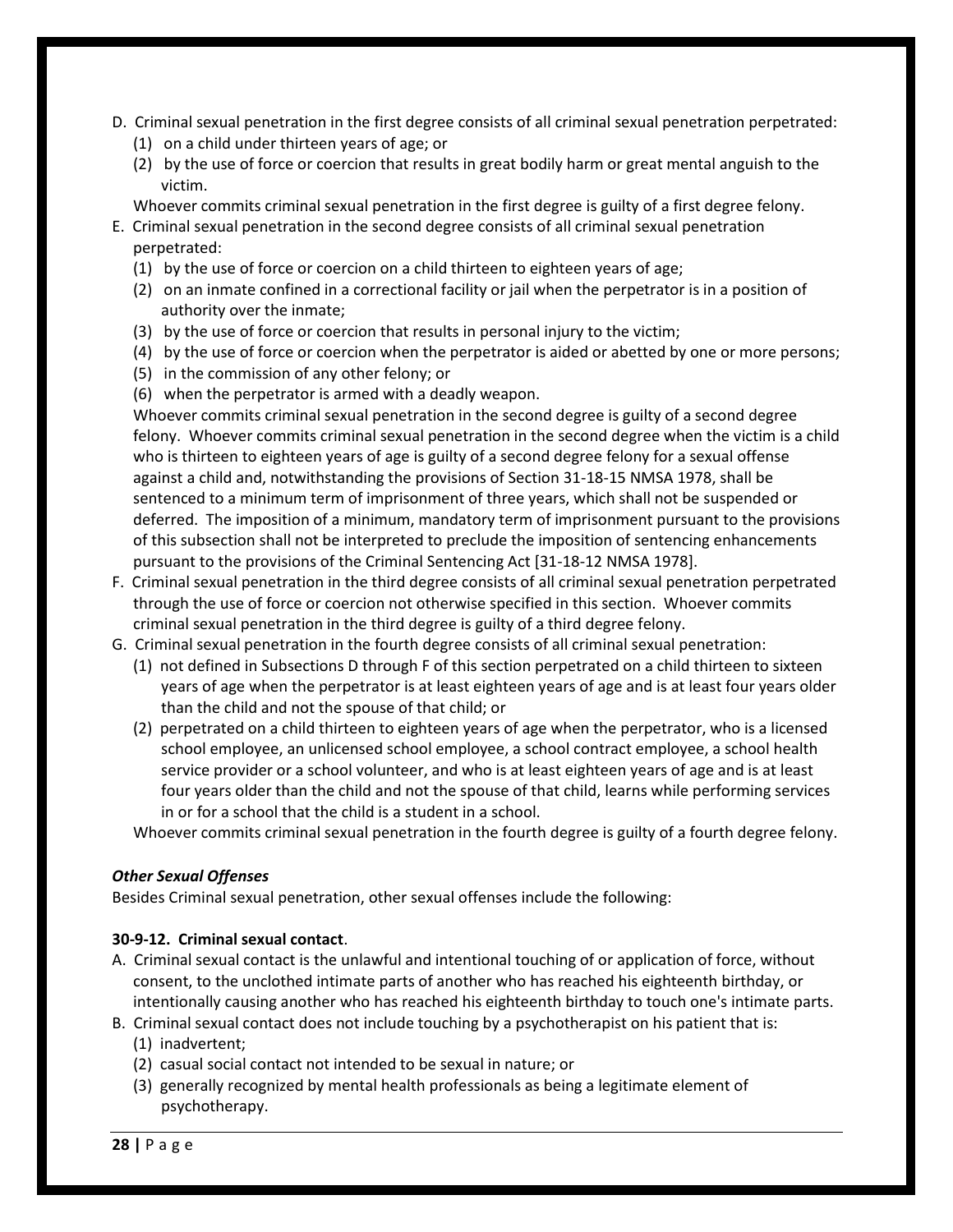D. Criminal sexual penetration in the first degree consists of all criminal sexual penetration perpetrated:
   (1) on a child under thirteen years of age; or
   (2) by the use of force or coercion that results in great bodily harm or great mental anguish to the victim.

   Whoever commits criminal sexual penetration in the first degree is guilty of a first degree felony.

E. Criminal sexual penetration in the second degree consists of all criminal sexual penetration perpetrated:
   (1) by the use of force or coercion on a child thirteen to eighteen years of age;
   (2) on an inmate confined in a correctional facility or jail when the perpetrator is in a position of authority over the inmate;
   (3) by the use of force or coercion that results in personal injury to the victim;
   (4) by the use of force or coercion when the perpetrator is aided or abetted by one or more persons;
   (5) in the commission of any other felony; or
   (6) when the perpetrator is armed with a deadly weapon.

   Whoever commits criminal sexual penetration in the second degree is guilty of a second degree felony. Whoever commits criminal sexual penetration in the second degree when the victim is a child who is thirteen to eighteen years of age is guilty of a second degree felony for a sexual offense against a child and, notwithstanding the provisions of Section 31-18-15 NMSA 1978, shall be sentenced to a minimum term of imprisonment of three years, which shall not be suspended or deferred. The imposition of a minimum, mandatory term of imprisonment pursuant to the provisions of this subsection shall not be interpreted to preclude the imposition of sentencing enhancements pursuant to the provisions of the Criminal Sentencing Act [31-18-12 NMSA 1978].

F. Criminal sexual penetration in the third degree consists of all criminal sexual penetration perpetrated through the use of force or coercion not otherwise specified in this section. Whoever commits criminal sexual penetration in the third degree is guilty of a third degree felony.

G. Criminal sexual penetration in the fourth degree consists of all criminal sexual penetration:
   (1) not defined in Subsections D through F of this section perpetrated on a child thirteen to sixteen years of age when the perpetrator is at least eighteen years of age and is at least four years older than the child and not the spouse of that child; or
   (2) perpetrated on a child thirteen to eighteen years of age when the perpetrator, who is a licensed school employee, an unlicensed school employee, a school contract employee, a school health service provider or a school volunteer, and who is at least eighteen years of age and is at least four years older than the child and not the spouse of that child, learns while performing services in or for a school that the child is a student in a school.

   Whoever commits criminal sexual penetration in the fourth degree is guilty of a fourth degree felony.

***Other Sexual Offenses***

Besides Criminal sexual penetration, other sexual offenses include the following:

**30-9-12. Criminal sexual contact**.

A. Criminal sexual contact is the unlawful and intentional touching of or application of force, without consent, to the unclothed intimate parts of another who has reached his eighteenth birthday, or intentionally causing another who has reached his eighteenth birthday to touch one's intimate parts.

B. Criminal sexual contact does not include touching by a psychotherapist on his patient that is:
   (1) inadvertent;
   (2) casual social contact not intended to be sexual in nature; or
   (3) generally recognized by mental health professionals as being a legitimate element of psychotherapy.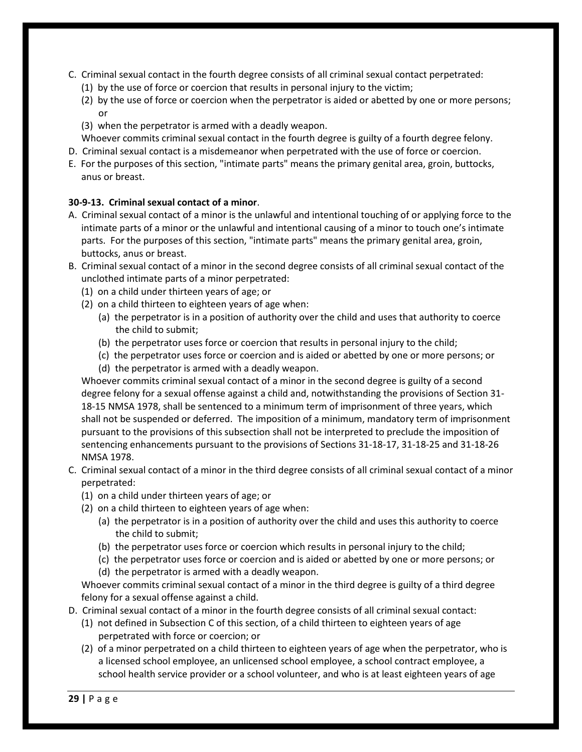C. Criminal sexual contact in the fourth degree consists of all criminal sexual contact perpetrated:
   (1) by the use of force or coercion that results in personal injury to the victim;
   (2) by the use of force or coercion when the perpetrator is aided or abetted by one or more persons; or
   (3) when the perpetrator is armed with a deadly weapon.

   Whoever commits criminal sexual contact in the fourth degree is guilty of a fourth degree felony.

D. Criminal sexual contact is a misdemeanor when perpetrated with the use of force or coercion.

E. For the purposes of this section, "intimate parts" means the primary genital area, groin, buttocks, anus or breast.

**30-9-13. Criminal sexual contact of a minor**.

A. Criminal sexual contact of a minor is the unlawful and intentional touching of or applying force to the intimate parts of a minor or the unlawful and intentional causing of a minor to touch one's intimate parts. For the purposes of this section, "intimate parts" means the primary genital area, groin, buttocks, anus or breast.

B. Criminal sexual contact of a minor in the second degree consists of all criminal sexual contact of the unclothed intimate parts of a minor perpetrated:
   (1) on a child under thirteen years of age; or
   (2) on a child thirteen to eighteen years of age when:
      (a) the perpetrator is in a position of authority over the child and uses that authority to coerce the child to submit;
      (b) the perpetrator uses force or coercion that results in personal injury to the child;
      (c) the perpetrator uses force or coercion and is aided or abetted by one or more persons; or
      (d) the perpetrator is armed with a deadly weapon.

   Whoever commits criminal sexual contact of a minor in the second degree is guilty of a second degree felony for a sexual offense against a child and, notwithstanding the provisions of Section 31-18-15 NMSA 1978, shall be sentenced to a minimum term of imprisonment of three years, which shall not be suspended or deferred. The imposition of a minimum, mandatory term of imprisonment pursuant to the provisions of this subsection shall not be interpreted to preclude the imposition of sentencing enhancements pursuant to the provisions of Sections 31-18-17, 31-18-25 and 31-18-26 NMSA 1978.

C. Criminal sexual contact of a minor in the third degree consists of all criminal sexual contact of a minor perpetrated:
   (1) on a child under thirteen years of age; or
   (2) on a child thirteen to eighteen years of age when:
      (a) the perpetrator is in a position of authority over the child and uses this authority to coerce the child to submit;
      (b) the perpetrator uses force or coercion which results in personal injury to the child;
      (c) the perpetrator uses force or coercion and is aided or abetted by one or more persons; or
      (d) the perpetrator is armed with a deadly weapon.

   Whoever commits criminal sexual contact of a minor in the third degree is guilty of a third degree felony for a sexual offense against a child.

D. Criminal sexual contact of a minor in the fourth degree consists of all criminal sexual contact:
   (1) not defined in Subsection C of this section, of a child thirteen to eighteen years of age perpetrated with force or coercion; or
   (2) of a minor perpetrated on a child thirteen to eighteen years of age when the perpetrator, who is a licensed school employee, an unlicensed school employee, a school contract employee, a school health service provider or a school volunteer, and who is at least eighteen years of age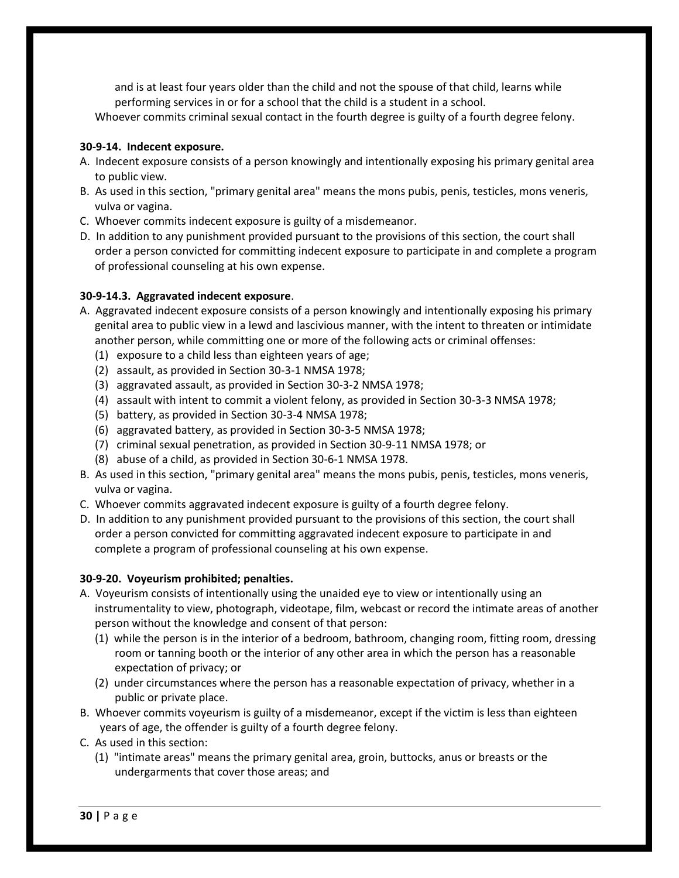and is at least four years older than the child and not the spouse of that child, learns while performing services in or for a school that the child is a student in a school.

Whoever commits criminal sexual contact in the fourth degree is guilty of a fourth degree felony.

**30-9-14. Indecent exposure.**

A. Indecent exposure consists of a person knowingly and intentionally exposing his primary genital area to public view.

B. As used in this section, "primary genital area" means the mons pubis, penis, testicles, mons veneris, vulva or vagina.

C. Whoever commits indecent exposure is guilty of a misdemeanor.

D. In addition to any punishment provided pursuant to the provisions of this section, the court shall order a person convicted for committing indecent exposure to participate in and complete a program of professional counseling at his own expense.

**30-9-14.3. Aggravated indecent exposure**.

A. Aggravated indecent exposure consists of a person knowingly and intentionally exposing his primary genital area to public view in a lewd and lascivious manner, with the intent to threaten or intimidate another person, while committing one or more of the following acts or criminal offenses:
   (1) exposure to a child less than eighteen years of age;
   (2) assault, as provided in Section 30-3-1 NMSA 1978;
   (3) aggravated assault, as provided in Section 30-3-2 NMSA 1978;
   (4) assault with intent to commit a violent felony, as provided in Section 30-3-3 NMSA 1978;
   (5) battery, as provided in Section 30-3-4 NMSA 1978;
   (6) aggravated battery, as provided in Section 30-3-5 NMSA 1978;
   (7) criminal sexual penetration, as provided in Section 30-9-11 NMSA 1978; or
   (8) abuse of a child, as provided in Section 30-6-1 NMSA 1978.

B. As used in this section, "primary genital area" means the mons pubis, penis, testicles, mons veneris, vulva or vagina.

C. Whoever commits aggravated indecent exposure is guilty of a fourth degree felony.

D. In addition to any punishment provided pursuant to the provisions of this section, the court shall order a person convicted for committing aggravated indecent exposure to participate in and complete a program of professional counseling at his own expense.

**30-9-20. Voyeurism prohibited; penalties.**

A. Voyeurism consists of intentionally using the unaided eye to view or intentionally using an instrumentality to view, photograph, videotape, film, webcast or record the intimate areas of another person without the knowledge and consent of that person:
   (1) while the person is in the interior of a bedroom, bathroom, changing room, fitting room, dressing room or tanning booth or the interior of any other area in which the person has a reasonable expectation of privacy; or
   (2) under circumstances where the person has a reasonable expectation of privacy, whether in a public or private place.

B. Whoever commits voyeurism is guilty of a misdemeanor, except if the victim is less than eighteen years of age, the offender is guilty of a fourth degree felony.

C. As used in this section:
   (1) "intimate areas" means the primary genital area, groin, buttocks, anus or breasts or the undergarments that cover those areas; and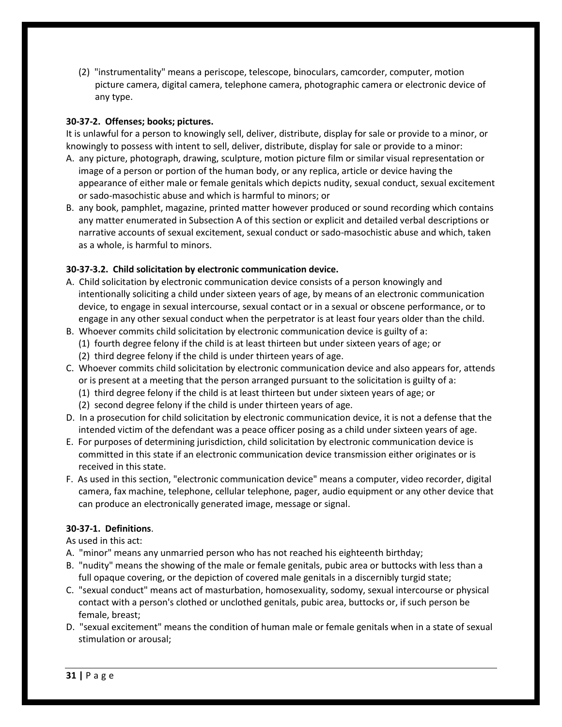(2) "instrumentality" means a periscope, telescope, binoculars, camcorder, computer, motion picture camera, digital camera, telephone camera, photographic camera or electronic device of any type.

**30-37-2. Offenses; books; pictures.**

It is unlawful for a person to knowingly sell, deliver, distribute, display for sale or provide to a minor, or knowingly to possess with intent to sell, deliver, distribute, display for sale or provide to a minor:

A. any picture, photograph, drawing, sculpture, motion picture film or similar visual representation or image of a person or portion of the human body, or any replica, article or device having the appearance of either male or female genitals which depicts nudity, sexual conduct, sexual excitement or sado-masochistic abuse and which is harmful to minors; or
B. any book, pamphlet, magazine, printed matter however produced or sound recording which contains any matter enumerated in Subsection A of this section or explicit and detailed verbal descriptions or narrative accounts of sexual excitement, sexual conduct or sado-masochistic abuse and which, taken as a whole, is harmful to minors.

**30-37-3.2. Child solicitation by electronic communication device.**

A. Child solicitation by electronic communication device consists of a person knowingly and intentionally soliciting a child under sixteen years of age, by means of an electronic communication device, to engage in sexual intercourse, sexual contact or in a sexual or obscene performance, or to engage in any other sexual conduct when the perpetrator is at least four years older than the child.
B. Whoever commits child solicitation by electronic communication device is guilty of a:
   (1) fourth degree felony if the child is at least thirteen but under sixteen years of age; or
   (2) third degree felony if the child is under thirteen years of age.
C. Whoever commits child solicitation by electronic communication device and also appears for, attends or is present at a meeting that the person arranged pursuant to the solicitation is guilty of a:
   (1) third degree felony if the child is at least thirteen but under sixteen years of age; or
   (2) second degree felony if the child is under thirteen years of age.
D. In a prosecution for child solicitation by electronic communication device, it is not a defense that the intended victim of the defendant was a peace officer posing as a child under sixteen years of age.
E. For purposes of determining jurisdiction, child solicitation by electronic communication device is committed in this state if an electronic communication device transmission either originates or is received in this state.
F. As used in this section, "electronic communication device" means a computer, video recorder, digital camera, fax machine, telephone, cellular telephone, pager, audio equipment or any other device that can produce an electronically generated image, message or signal.

**30-37-1. Definitions**.

As used in this act:

A. "minor" means any unmarried person who has not reached his eighteenth birthday;
B. "nudity" means the showing of the male or female genitals, pubic area or buttocks with less than a full opaque covering, or the depiction of covered male genitals in a discernibly turgid state;
C. "sexual conduct" means act of masturbation, homosexuality, sodomy, sexual intercourse or physical contact with a person's clothed or unclothed genitals, pubic area, buttocks or, if such person be female, breast;
D. "sexual excitement" means the condition of human male or female genitals when in a state of sexual stimulation or arousal;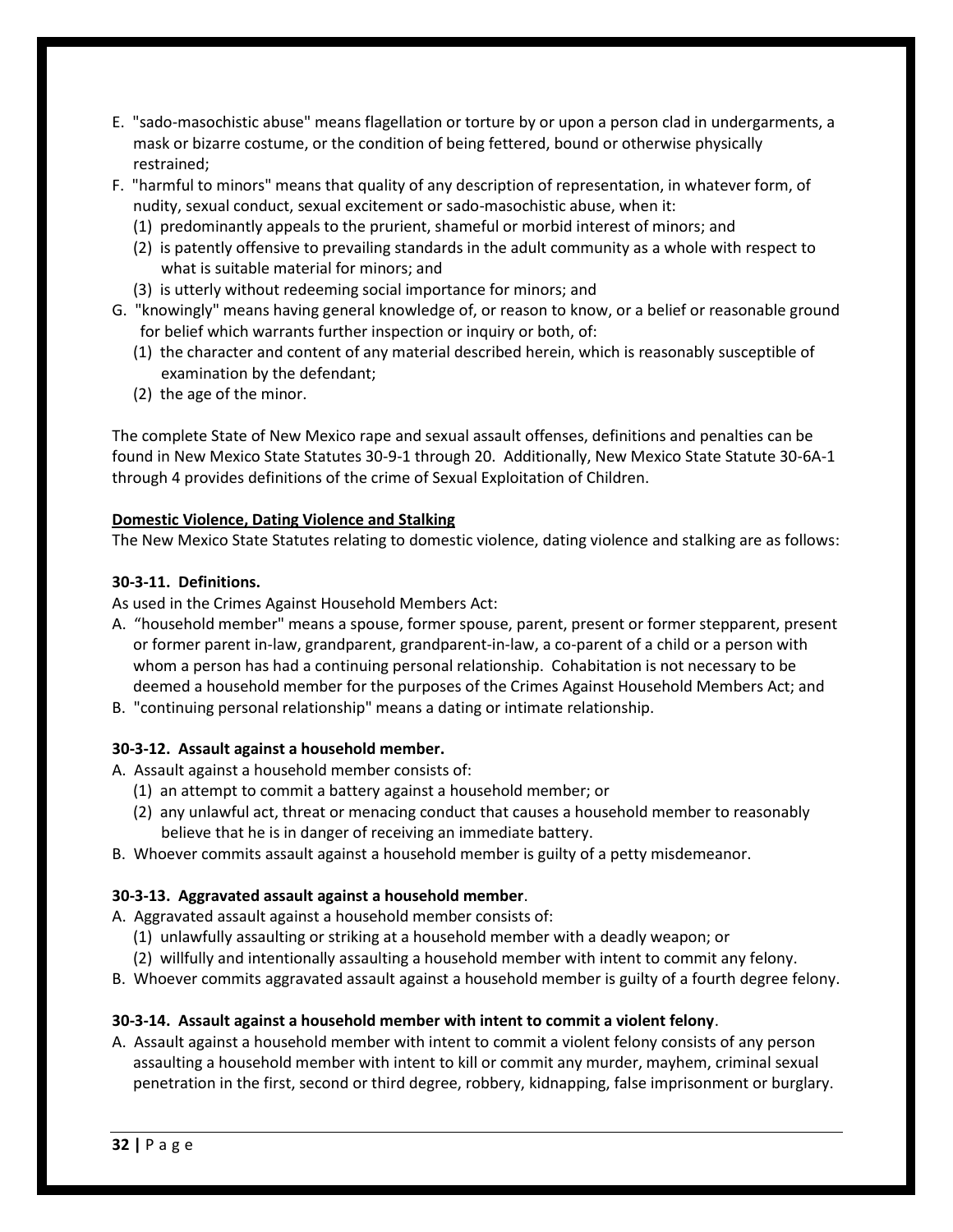E. "sado-masochistic abuse" means flagellation or torture by or upon a person clad in undergarments, a mask or bizarre costume, or the condition of being fettered, bound or otherwise physically restrained;

F. "harmful to minors" means that quality of any description of representation, in whatever form, of nudity, sexual conduct, sexual excitement or sado-masochistic abuse, when it:
   (1) predominantly appeals to the prurient, shameful or morbid interest of minors; and
   (2) is patently offensive to prevailing standards in the adult community as a whole with respect to what is suitable material for minors; and
   (3) is utterly without redeeming social importance for minors; and

G. "knowingly" means having general knowledge of, or reason to know, or a belief or reasonable ground for belief which warrants further inspection or inquiry or both, of:
   (1) the character and content of any material described herein, which is reasonably susceptible of examination by the defendant;
   (2) the age of the minor.

The complete State of New Mexico rape and sexual assault offenses, definitions and penalties can be found in New Mexico State Statutes 30-9-1 through 20. Additionally, New Mexico State Statute 30-6A-1 through 4 provides definitions of the crime of Sexual Exploitation of Children.

**Domestic Violence, Dating Violence and Stalking**

The New Mexico State Statutes relating to domestic violence, dating violence and stalking are as follows:

**30-3-11. Definitions.**

As used in the Crimes Against Household Members Act:

A. "household member" means a spouse, former spouse, parent, present or former stepparent, present or former parent in-law, grandparent, grandparent-in-law, a co-parent of a child or a person with whom a person has had a continuing personal relationship. Cohabitation is not necessary to be deemed a household member for the purposes of the Crimes Against Household Members Act; and

B. "continuing personal relationship" means a dating or intimate relationship.

**30-3-12. Assault against a household member.**

A. Assault against a household member consists of:
   (1) an attempt to commit a battery against a household member; or
   (2) any unlawful act, threat or menacing conduct that causes a household member to reasonably believe that he is in danger of receiving an immediate battery.

B. Whoever commits assault against a household member is guilty of a petty misdemeanor.

**30-3-13. Aggravated assault against a household member**.

A. Aggravated assault against a household member consists of:
   (1) unlawfully assaulting or striking at a household member with a deadly weapon; or
   (2) willfully and intentionally assaulting a household member with intent to commit any felony.

B. Whoever commits aggravated assault against a household member is guilty of a fourth degree felony.

**30-3-14. Assault against a household member with intent to commit a violent felony**.

A. Assault against a household member with intent to commit a violent felony consists of any person assaulting a household member with intent to kill or commit any murder, mayhem, criminal sexual penetration in the first, second or third degree, robbery, kidnapping, false imprisonment or burglary.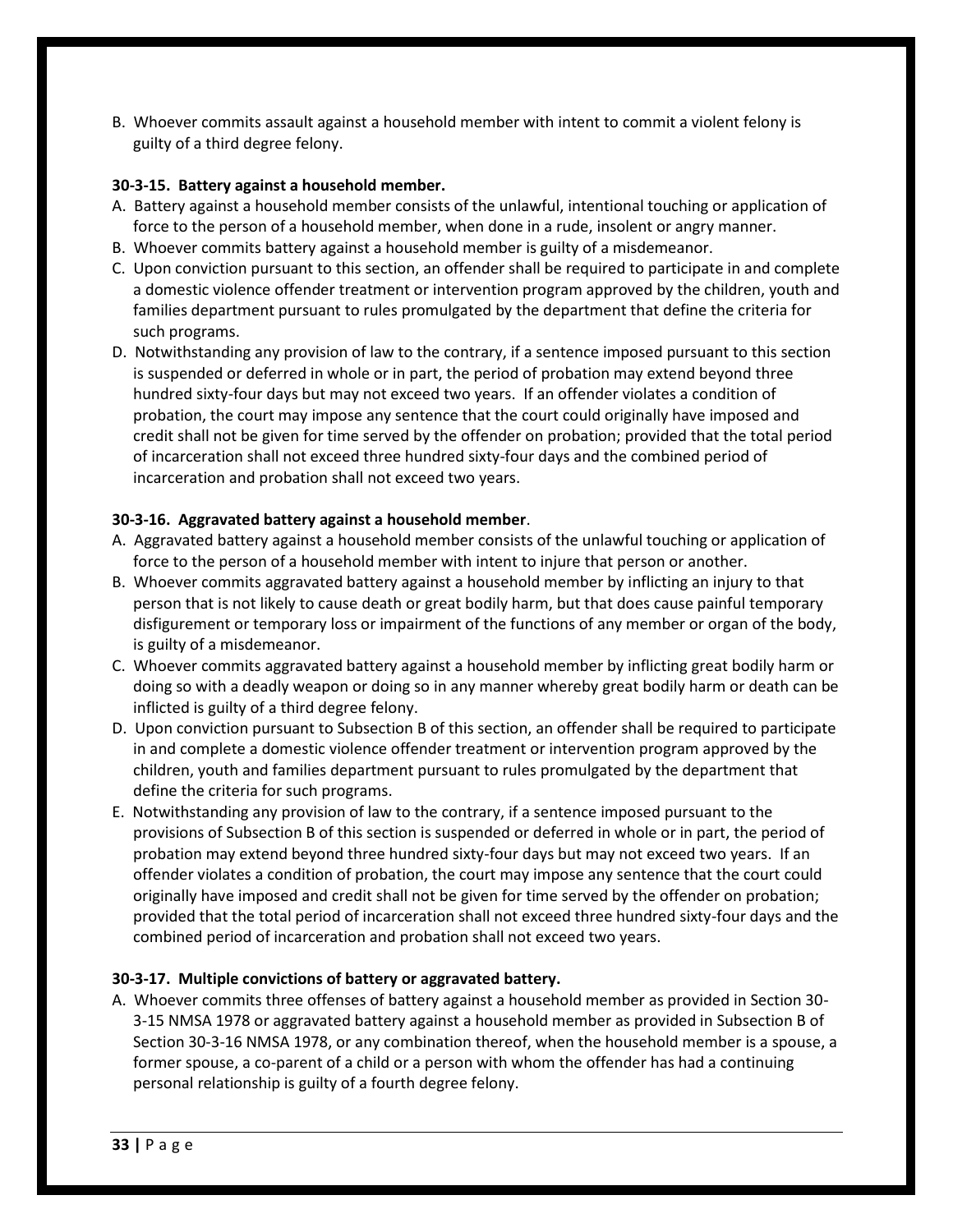B. Whoever commits assault against a household member with intent to commit a violent felony is guilty of a third degree felony.

**30-3-15. Battery against a household member.**

A. Battery against a household member consists of the unlawful, intentional touching or application of force to the person of a household member, when done in a rude, insolent or angry manner.
B. Whoever commits battery against a household member is guilty of a misdemeanor.
C. Upon conviction pursuant to this section, an offender shall be required to participate in and complete a domestic violence offender treatment or intervention program approved by the children, youth and families department pursuant to rules promulgated by the department that define the criteria for such programs.
D. Notwithstanding any provision of law to the contrary, if a sentence imposed pursuant to this section is suspended or deferred in whole or in part, the period of probation may extend beyond three hundred sixty-four days but may not exceed two years. If an offender violates a condition of probation, the court may impose any sentence that the court could originally have imposed and credit shall not be given for time served by the offender on probation; provided that the total period of incarceration shall not exceed three hundred sixty-four days and the combined period of incarceration and probation shall not exceed two years.

**30-3-16. Aggravated battery against a household member**.

A. Aggravated battery against a household member consists of the unlawful touching or application of force to the person of a household member with intent to injure that person or another.
B. Whoever commits aggravated battery against a household member by inflicting an injury to that person that is not likely to cause death or great bodily harm, but that does cause painful temporary disfigurement or temporary loss or impairment of the functions of any member or organ of the body, is guilty of a misdemeanor.
C. Whoever commits aggravated battery against a household member by inflicting great bodily harm or doing so with a deadly weapon or doing so in any manner whereby great bodily harm or death can be inflicted is guilty of a third degree felony.
D. Upon conviction pursuant to Subsection B of this section, an offender shall be required to participate in and complete a domestic violence offender treatment or intervention program approved by the children, youth and families department pursuant to rules promulgated by the department that define the criteria for such programs.
E. Notwithstanding any provision of law to the contrary, if a sentence imposed pursuant to the provisions of Subsection B of this section is suspended or deferred in whole or in part, the period of probation may extend beyond three hundred sixty-four days but may not exceed two years. If an offender violates a condition of probation, the court may impose any sentence that the court could originally have imposed and credit shall not be given for time served by the offender on probation; provided that the total period of incarceration shall not exceed three hundred sixty-four days and the combined period of incarceration and probation shall not exceed two years.

**30-3-17. Multiple convictions of battery or aggravated battery.**

A. Whoever commits three offenses of battery against a household member as provided in Section 30-3-15 NMSA 1978 or aggravated battery against a household member as provided in Subsection B of Section 30-3-16 NMSA 1978, or any combination thereof, when the household member is a spouse, a former spouse, a co-parent of a child or a person with whom the offender has had a continuing personal relationship is guilty of a fourth degree felony.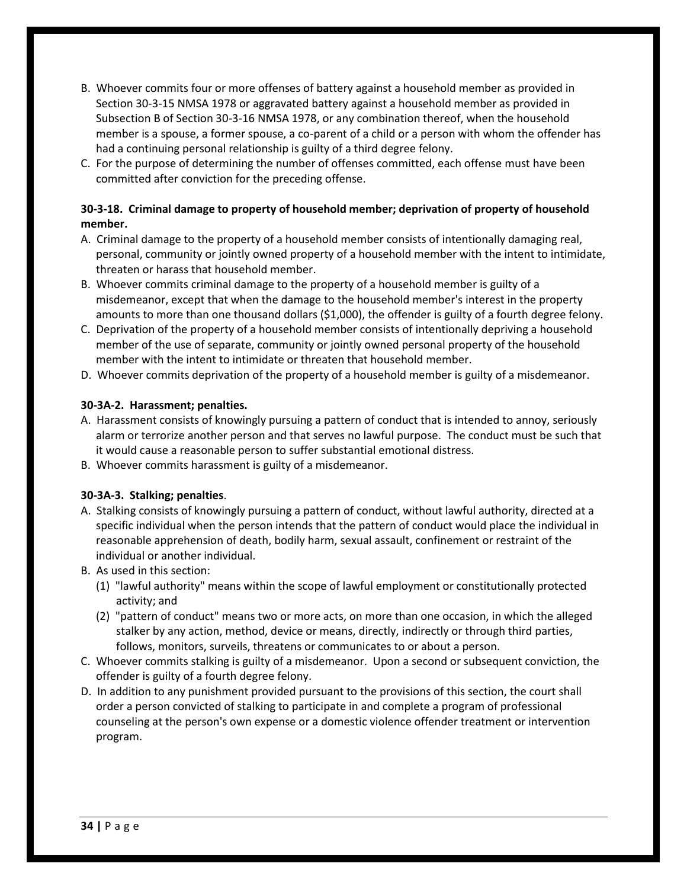B. Whoever commits four or more offenses of battery against a household member as provided in Section 30-3-15 NMSA 1978 or aggravated battery against a household member as provided in Subsection B of Section 30-3-16 NMSA 1978, or any combination thereof, when the household member is a spouse, a former spouse, a co-parent of a child or a person with whom the offender has had a continuing personal relationship is guilty of a third degree felony.
C. For the purpose of determining the number of offenses committed, each offense must have been committed after conviction for the preceding offense.

**30-3-18. Criminal damage to property of household member; deprivation of property of household member.**

A. Criminal damage to the property of a household member consists of intentionally damaging real, personal, community or jointly owned property of a household member with the intent to intimidate, threaten or harass that household member.
B. Whoever commits criminal damage to the property of a household member is guilty of a misdemeanor, except that when the damage to the household member's interest in the property amounts to more than one thousand dollars ($1,000), the offender is guilty of a fourth degree felony.
C. Deprivation of the property of a household member consists of intentionally depriving a household member of the use of separate, community or jointly owned personal property of the household member with the intent to intimidate or threaten that household member.
D. Whoever commits deprivation of the property of a household member is guilty of a misdemeanor.

**30-3A-2. Harassment; penalties.**

A. Harassment consists of knowingly pursuing a pattern of conduct that is intended to annoy, seriously alarm or terrorize another person and that serves no lawful purpose. The conduct must be such that it would cause a reasonable person to suffer substantial emotional distress.
B. Whoever commits harassment is guilty of a misdemeanor.

**30-3A-3. Stalking; penalties**.

A. Stalking consists of knowingly pursuing a pattern of conduct, without lawful authority, directed at a specific individual when the person intends that the pattern of conduct would place the individual in reasonable apprehension of death, bodily harm, sexual assault, confinement or restraint of the individual or another individual.
B. As used in this section:
   (1) "lawful authority" means within the scope of lawful employment or constitutionally protected activity; and
   (2) "pattern of conduct" means two or more acts, on more than one occasion, in which the alleged stalker by any action, method, device or means, directly, indirectly or through third parties, follows, monitors, surveils, threatens or communicates to or about a person.
C. Whoever commits stalking is guilty of a misdemeanor. Upon a second or subsequent conviction, the offender is guilty of a fourth degree felony.
D. In addition to any punishment provided pursuant to the provisions of this section, the court shall order a person convicted of stalking to participate in and complete a program of professional counseling at the person's own expense or a domestic violence offender treatment or intervention program.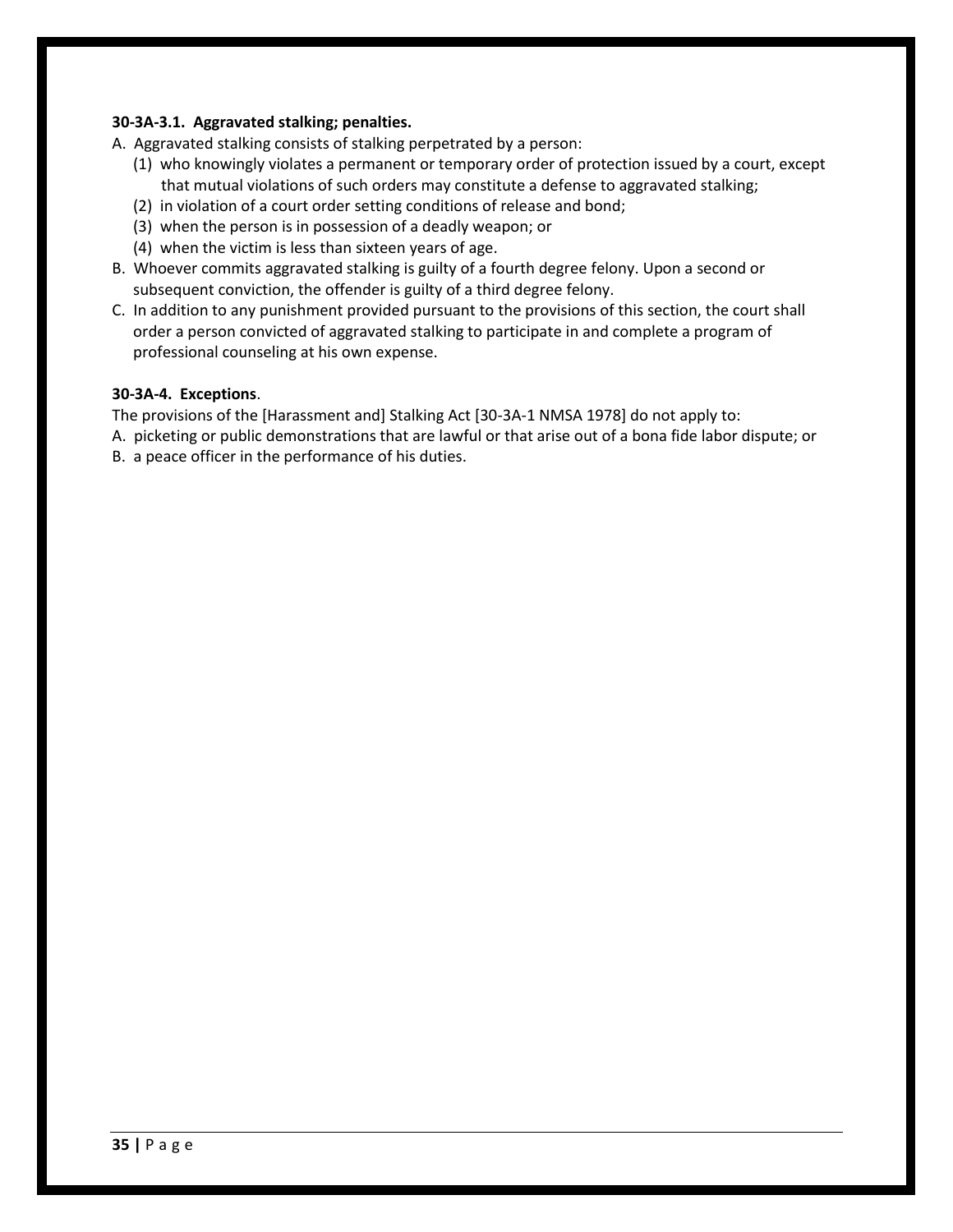**30-3A-3.1. Aggravated stalking; penalties.**

A. Aggravated stalking consists of stalking perpetrated by a person:

  (1) who knowingly violates a permanent or temporary order of protection issued by a court, except that mutual violations of such orders may constitute a defense to aggravated stalking;

  (2) in violation of a court order setting conditions of release and bond;

  (3) when the person is in possession of a deadly weapon; or

  (4) when the victim is less than sixteen years of age.

B. Whoever commits aggravated stalking is guilty of a fourth degree felony. Upon a second or subsequent conviction, the offender is guilty of a third degree felony.

C. In addition to any punishment provided pursuant to the provisions of this section, the court shall order a person convicted of aggravated stalking to participate in and complete a program of professional counseling at his own expense.

**30-3A-4. Exceptions**.

The provisions of the [Harassment and] Stalking Act [30-3A-1 NMSA 1978] do not apply to:

A. picketing or public demonstrations that are lawful or that arise out of a bona fide labor dispute; or

B. a peace officer in the performance of his duties.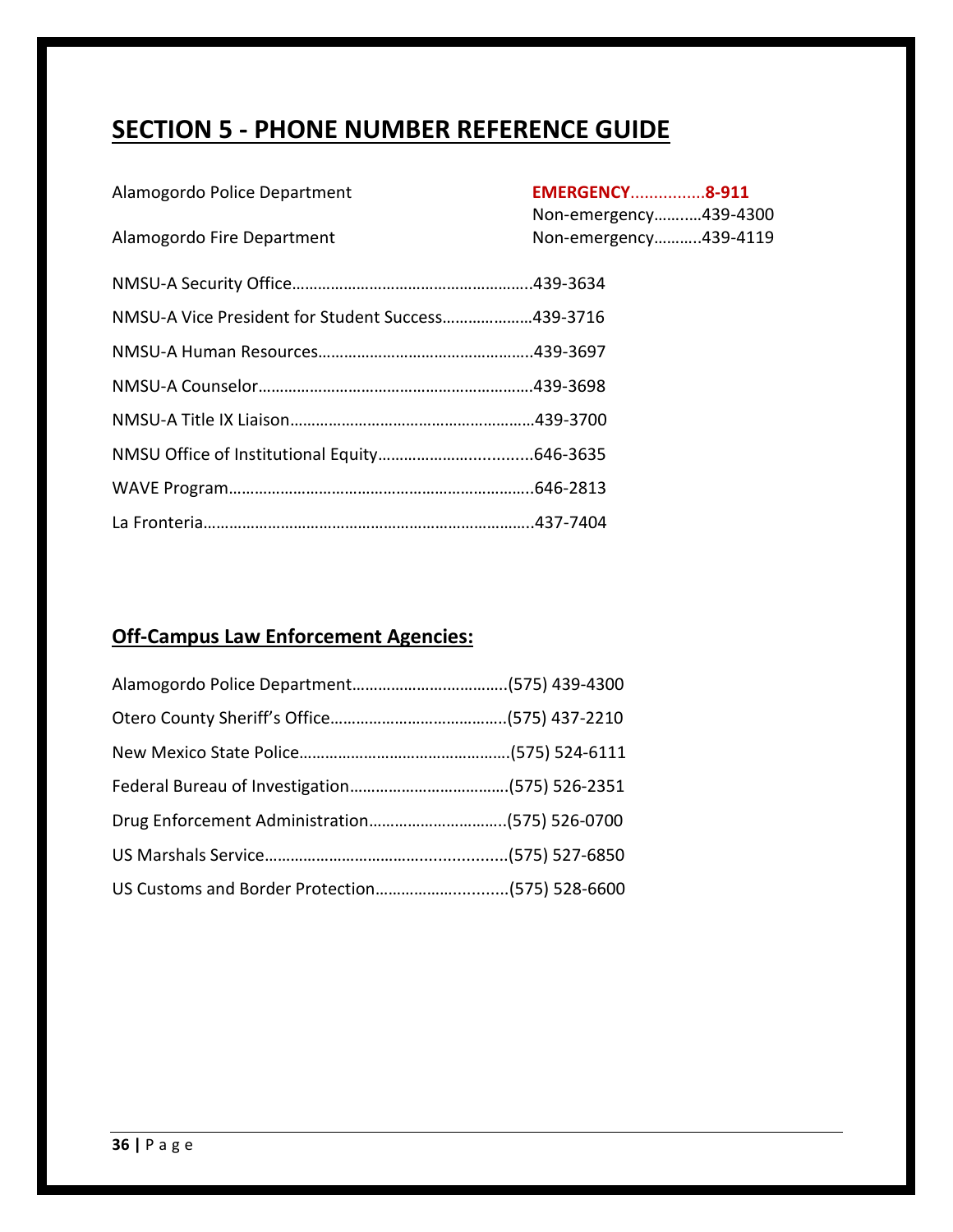## SECTION 5 - PHONE NUMBER REFERENCE GUIDE

Alamogordo Police Department **EMERGENCY................8-911**
Non-emergency………..439-4300

Alamogordo Fire Department Non-emergency………..439-4119

NMSU-A Security Office…………………………………………….439-3634

NMSU-A Vice President for Student Success…………………439-3716

NMSU-A Human Resources…………………………………………439-3697

NMSU-A Counselor……………………………………………………439-3698

NMSU-A Title IX Liaison………………………………………………439-3700

NMSU Office of Institutional Equity…………………..............646-3635

WAVE Program……………………………………………………………646-2813

La Fronteria…………………………………………………………………437-7404

### Off-Campus Law Enforcement Agencies:

Alamogordo Police Department……………………………..(575) 439-4300

Otero County Sheriff's Office…………………………………(575) 437-2210

New Mexico State Police…………………………………………(575) 524-6111

Federal Bureau of Investigation………………………………(575) 526-2351

Drug Enforcement Administration…………………………(575) 526-0700

US Marshals Service……………………………….................(575) 527-6850

US Customs and Border Protection………………….........(575) 528-6600